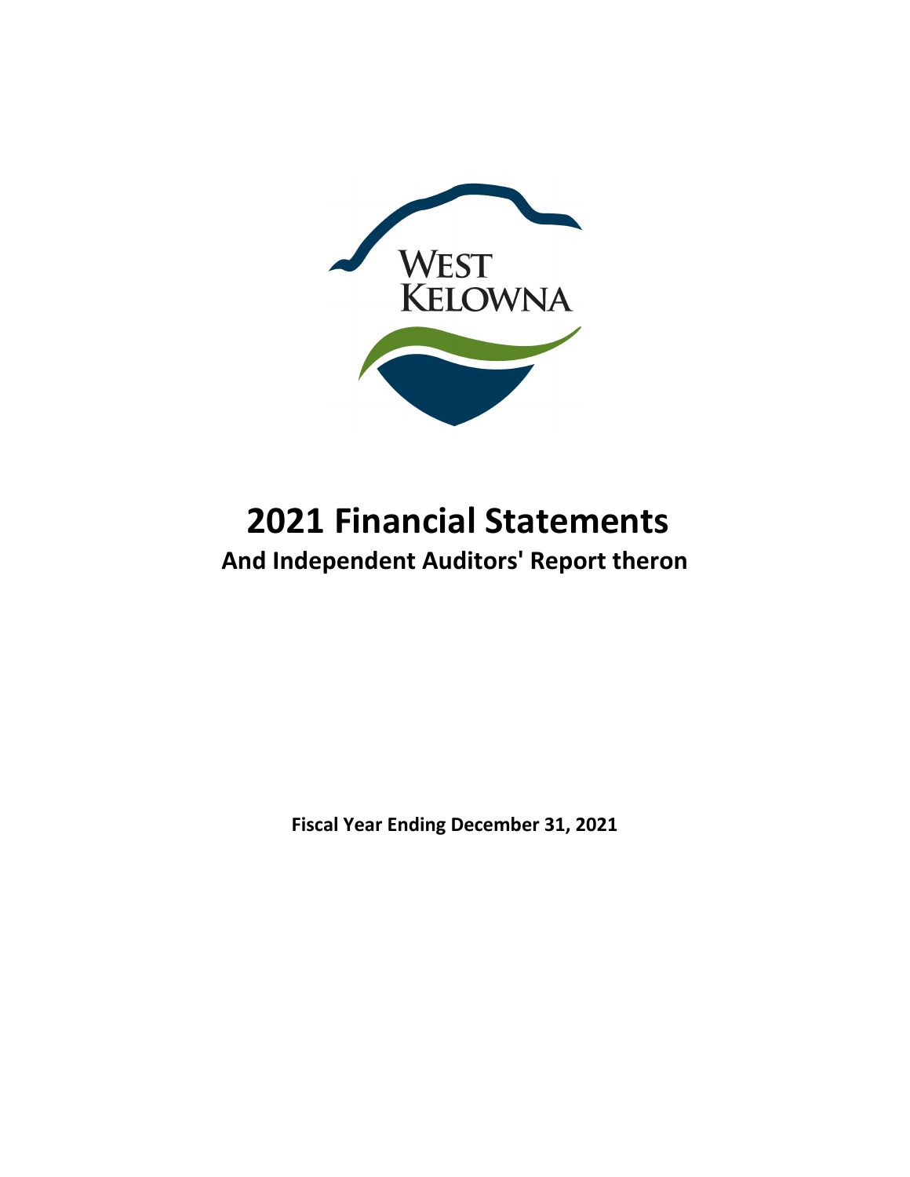# 2021 Financial Statements

## And Independent Auditors' Report theron

**Fiscal Year Ending December 31, 2021**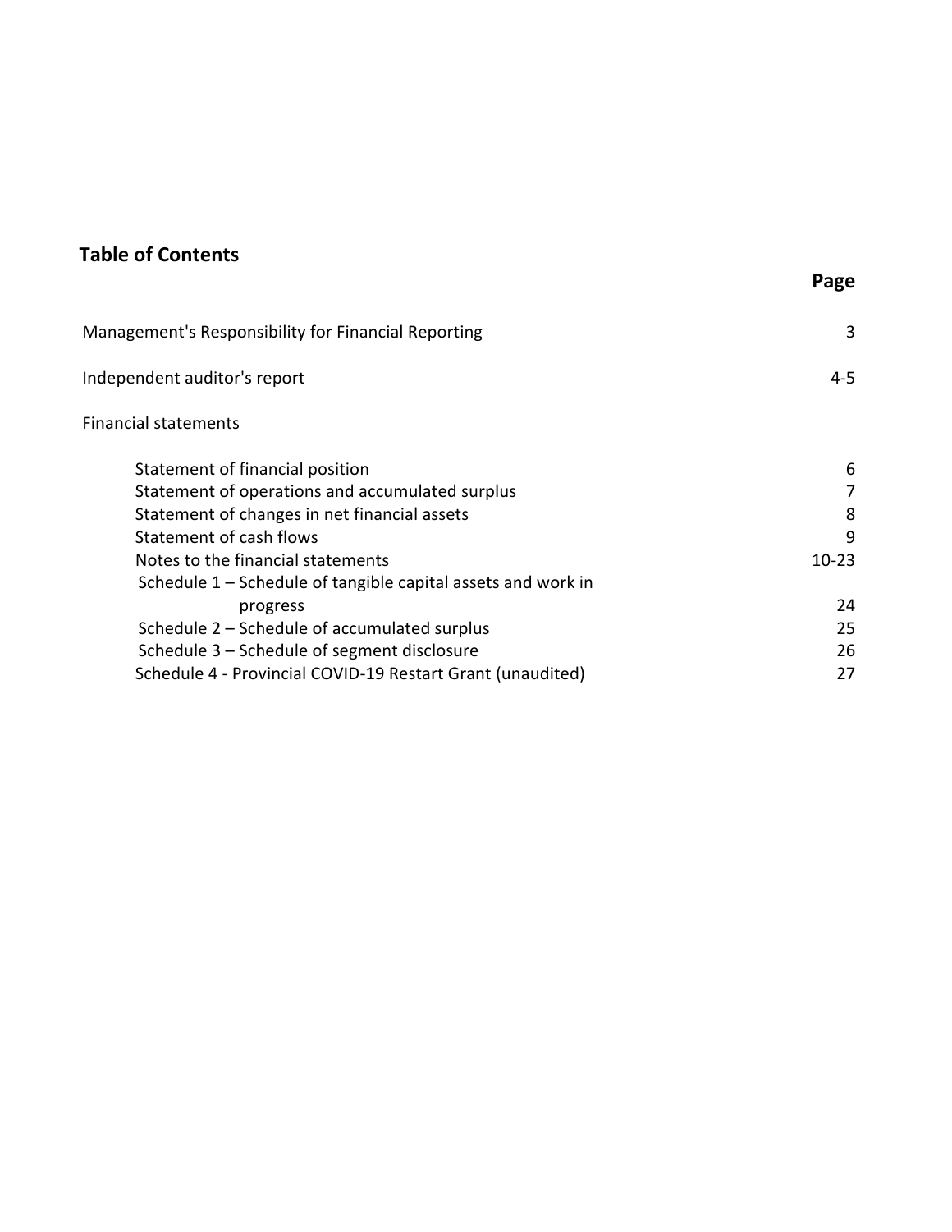## Table of Contents

| | Page |
|---|---|
| Management's Responsibility for Financial Reporting | 3 |
| Independent auditor's report | 4-5 |
| Financial statements | |
| Statement of financial position | 6 |
| Statement of operations and accumulated surplus | 7 |
| Statement of changes in net financial assets | 8 |
| Statement of cash flows | 9 |
| Notes to the financial statements | 10-23 |
| Schedule 1 – Schedule of tangible capital assets and work in progress | 24 |
| Schedule 2 – Schedule of accumulated surplus | 25 |
| Schedule 3 – Schedule of segment disclosure | 26 |
| Schedule 4 - Provincial COVID-19 Restart Grant (unaudited) | 27 |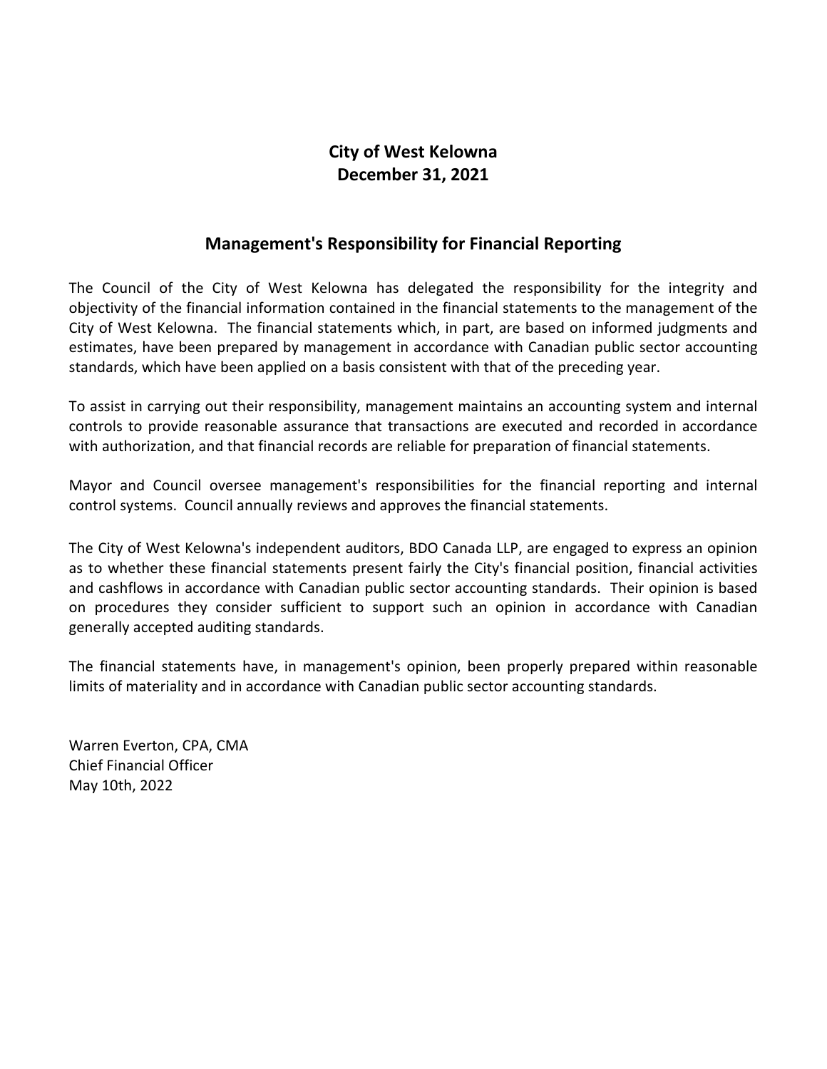# City of West Kelowna
# December 31, 2021

## Management's Responsibility for Financial Reporting

The Council of the City of West Kelowna has delegated the responsibility for the integrity and objectivity of the financial information contained in the financial statements to the management of the City of West Kelowna. The financial statements which, in part, are based on informed judgments and estimates, have been prepared by management in accordance with Canadian public sector accounting standards, which have been applied on a basis consistent with that of the preceding year.

To assist in carrying out their responsibility, management maintains an accounting system and internal controls to provide reasonable assurance that transactions are executed and recorded in accordance with authorization, and that financial records are reliable for preparation of financial statements.

Mayor and Council oversee management's responsibilities for the financial reporting and internal control systems. Council annually reviews and approves the financial statements.

The City of West Kelowna's independent auditors, BDO Canada LLP, are engaged to express an opinion as to whether these financial statements present fairly the City's financial position, financial activities and cashflows in accordance with Canadian public sector accounting standards. Their opinion is based on procedures they consider sufficient to support such an opinion in accordance with Canadian generally accepted auditing standards.

The financial statements have, in management's opinion, been properly prepared within reasonable limits of materiality and in accordance with Canadian public sector accounting standards.

Warren Everton, CPA, CMA
Chief Financial Officer
May 10th, 2022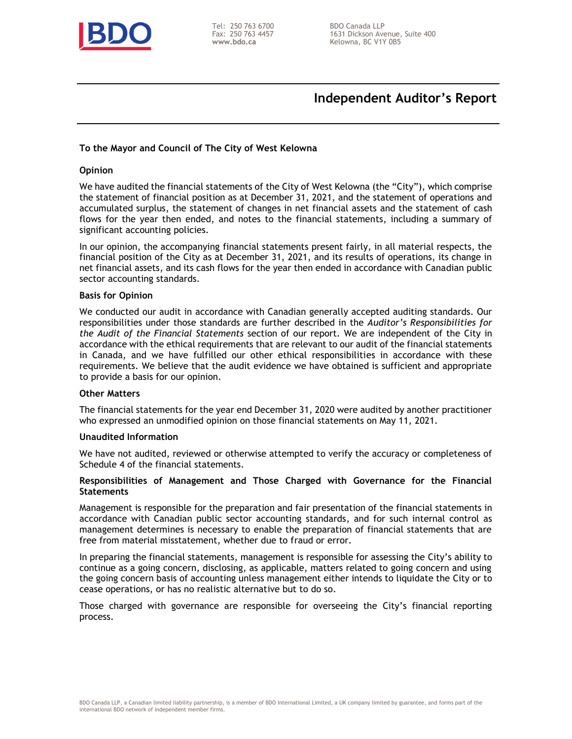Tel: 250 763 6700
Fax: 250 763 4457
**www.bdo.ca**

BDO Canada LLP
1631 Dickson Avenue, Suite 400
Kelowna, BC V1Y 0B5

# Independent Auditor's Report

**To the Mayor and Council of The City of West Kelowna**

### Opinion

We have audited the financial statements of the City of West Kelowna (the "City"), which comprise the statement of financial position as at December 31, 2021, and the statement of operations and accumulated surplus, the statement of changes in net financial assets and the statement of cash flows for the year then ended, and notes to the financial statements, including a summary of significant accounting policies.

In our opinion, the accompanying financial statements present fairly, in all material respects, the financial position of the City as at December 31, 2021, and its results of operations, its change in net financial assets, and its cash flows for the year then ended in accordance with Canadian public sector accounting standards.

### Basis for Opinion

We conducted our audit in accordance with Canadian generally accepted auditing standards. Our responsibilities under those standards are further described in the *Auditor's Responsibilities for the Audit of the Financial Statements* section of our report. We are independent of the City in accordance with the ethical requirements that are relevant to our audit of the financial statements in Canada, and we have fulfilled our other ethical responsibilities in accordance with these requirements. We believe that the audit evidence we have obtained is sufficient and appropriate to provide a basis for our opinion.

### Other Matters

The financial statements for the year end December 31, 2020 were audited by another practitioner who expressed an unmodified opinion on those financial statements on May 11, 2021.

### Unaudited Information

We have not audited, reviewed or otherwise attempted to verify the accuracy or completeness of Schedule 4 of the financial statements.

### Responsibilities of Management and Those Charged with Governance for the Financial Statements

Management is responsible for the preparation and fair presentation of the financial statements in accordance with Canadian public sector accounting standards, and for such internal control as management determines is necessary to enable the preparation of financial statements that are free from material misstatement, whether due to fraud or error.

In preparing the financial statements, management is responsible for assessing the City's ability to continue as a going concern, disclosing, as applicable, matters related to going concern and using the going concern basis of accounting unless management either intends to liquidate the City or to cease operations, or has no realistic alternative but to do so.

Those charged with governance are responsible for overseeing the City's financial reporting process.

BDO Canada LLP, a Canadian limited liability partnership, is a member of BDO International Limited, a UK company limited by guarantee, and forms part of the international BDO network of independent member firms.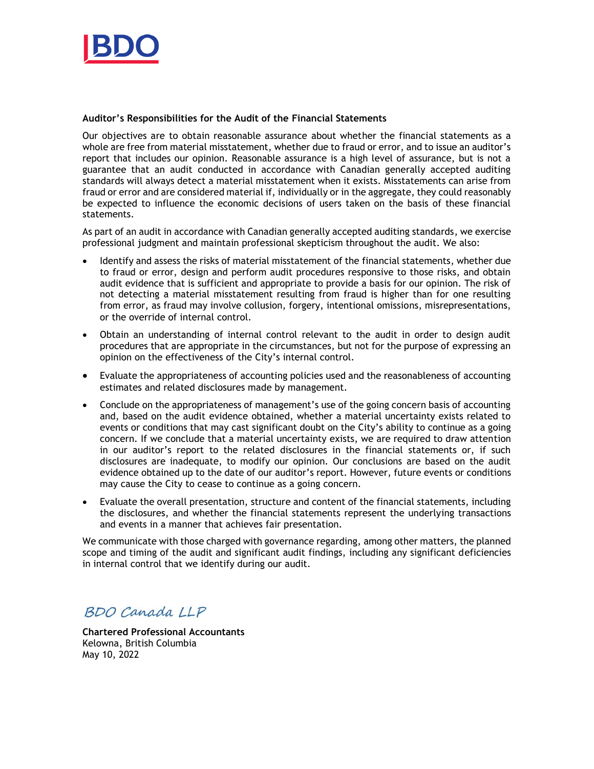**Auditor's Responsibilities for the Audit of the Financial Statements**

Our objectives are to obtain reasonable assurance about whether the financial statements as a whole are free from material misstatement, whether due to fraud or error, and to issue an auditor's report that includes our opinion. Reasonable assurance is a high level of assurance, but is not a guarantee that an audit conducted in accordance with Canadian generally accepted auditing standards will always detect a material misstatement when it exists. Misstatements can arise from fraud or error and are considered material if, individually or in the aggregate, they could reasonably be expected to influence the economic decisions of users taken on the basis of these financial statements.

As part of an audit in accordance with Canadian generally accepted auditing standards, we exercise professional judgment and maintain professional skepticism throughout the audit. We also:

- Identify and assess the risks of material misstatement of the financial statements, whether due to fraud or error, design and perform audit procedures responsive to those risks, and obtain audit evidence that is sufficient and appropriate to provide a basis for our opinion. The risk of not detecting a material misstatement resulting from fraud is higher than for one resulting from error, as fraud may involve collusion, forgery, intentional omissions, misrepresentations, or the override of internal control.
- Obtain an understanding of internal control relevant to the audit in order to design audit procedures that are appropriate in the circumstances, but not for the purpose of expressing an opinion on the effectiveness of the City's internal control.
- Evaluate the appropriateness of accounting policies used and the reasonableness of accounting estimates and related disclosures made by management.
- Conclude on the appropriateness of management's use of the going concern basis of accounting and, based on the audit evidence obtained, whether a material uncertainty exists related to events or conditions that may cast significant doubt on the City's ability to continue as a going concern. If we conclude that a material uncertainty exists, we are required to draw attention in our auditor's report to the related disclosures in the financial statements or, if such disclosures are inadequate, to modify our opinion. Our conclusions are based on the audit evidence obtained up to the date of our auditor's report. However, future events or conditions may cause the City to cease to continue as a going concern.
- Evaluate the overall presentation, structure and content of the financial statements, including the disclosures, and whether the financial statements represent the underlying transactions and events in a manner that achieves fair presentation.

We communicate with those charged with governance regarding, among other matters, the planned scope and timing of the audit and significant audit findings, including any significant deficiencies in internal control that we identify during our audit.

*BDO Canada LLP*

**Chartered Professional Accountants**
Kelowna, British Columbia
May 10, 2022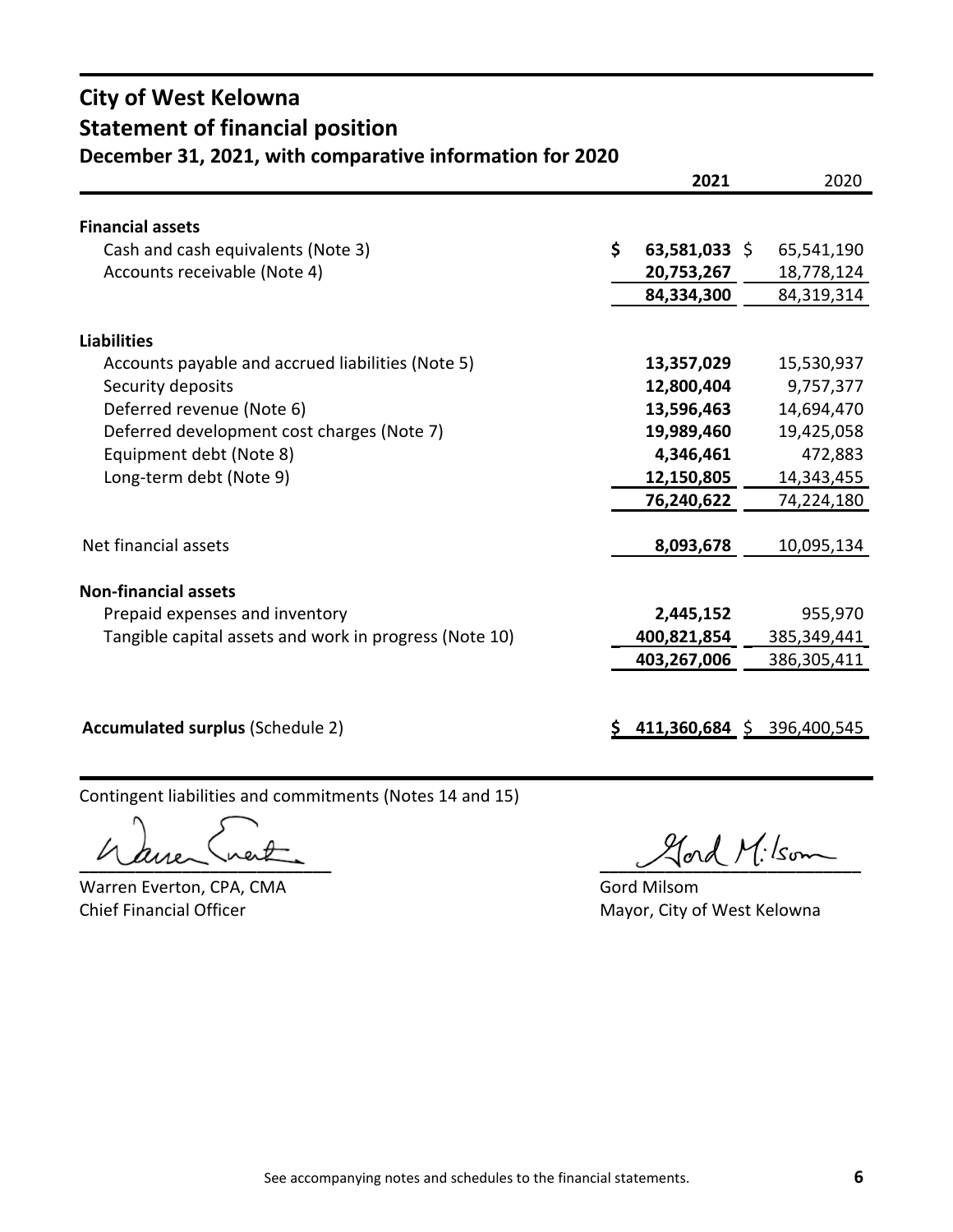# City of West Kelowna

## Statement of financial position

### December 31, 2021, with comparative information for 2020

| | 2021 | 2020 |
|---|---|---|
| **Financial assets** | | |
| Cash and cash equivalents (Note 3) | **$ 63,581,033** | $ 65,541,190 |
| Accounts receivable (Note 4) | **20,753,267** | 18,778,124 |
| | **84,334,300** | 84,319,314 |
| **Liabilities** | | |
| Accounts payable and accrued liabilities (Note 5) | **13,357,029** | 15,530,937 |
| Security deposits | **12,800,404** | 9,757,377 |
| Deferred revenue (Note 6) | **13,596,463** | 14,694,470 |
| Deferred development cost charges (Note 7) | **19,989,460** | 19,425,058 |
| Equipment debt (Note 8) | **4,346,461** | 472,883 |
| Long-term debt (Note 9) | **12,150,805** | 14,343,455 |
| | **76,240,622** | 74,224,180 |
| Net financial assets | **8,093,678** | 10,095,134 |
| **Non-financial assets** | | |
| Prepaid expenses and inventory | **2,445,152** | 955,970 |
| Tangible capital assets and work in progress (Note 10) | **400,821,854** | 385,349,441 |
| | **403,267,006** | 386,305,411 |
| **Accumulated surplus** (Schedule 2) | **$ 411,360,684** | $ 396,400,545 |

Contingent liabilities and commitments (Notes 14 and 15)

Warren Everton, CPA, CMA
Chief Financial Officer

Gord Milsom
Mayor, City of West Kelowna

See accompanying notes and schedules to the financial statements.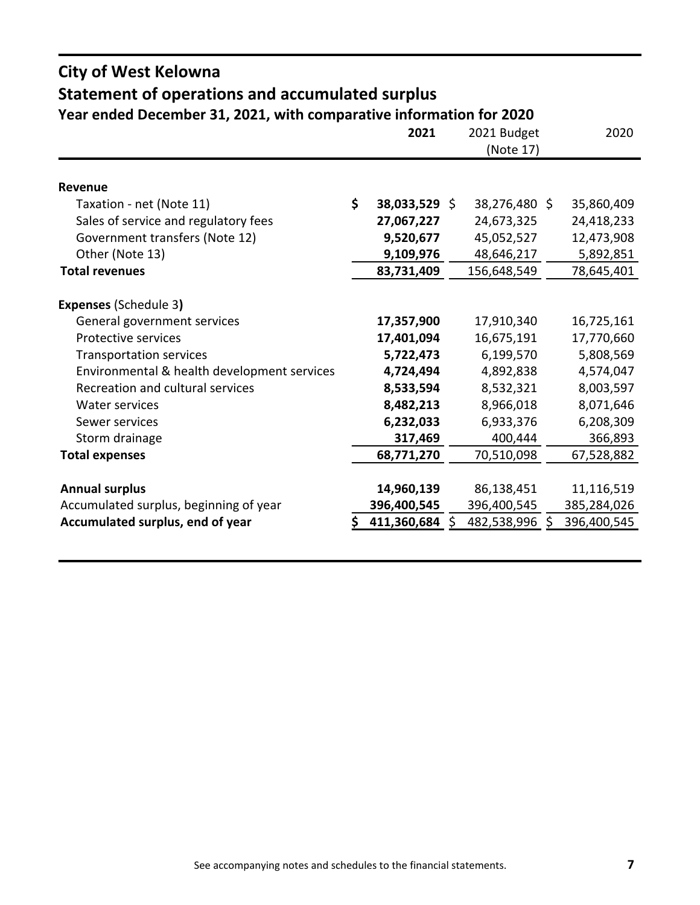# City of West Kelowna

## Statement of operations and accumulated surplus

### Year ended December 31, 2021, with comparative information for 2020

| | 2021 | 2021 Budget (Note 17) | 2020 |
|---|---|---|---|
| **Revenue** | | | |
| Taxation - net (Note 11) | **$ 38,033,529** | $ 38,276,480 | $ 35,860,409 |
| Sales of service and regulatory fees | **27,067,227** | 24,673,325 | 24,418,233 |
| Government transfers (Note 12) | **9,520,677** | 45,052,527 | 12,473,908 |
| Other (Note 13) | **9,109,976** | 48,646,217 | 5,892,851 |
| **Total revenues** | **83,731,409** | 156,648,549 | 78,645,401 |
| **Expenses** (Schedule 3**)** | | | |
| General government services | **17,357,900** | 17,910,340 | 16,725,161 |
| Protective services | **17,401,094** | 16,675,191 | 17,770,660 |
| Transportation services | **5,722,473** | 6,199,570 | 5,808,569 |
| Environmental & health development services | **4,724,494** | 4,892,838 | 4,574,047 |
| Recreation and cultural services | **8,533,594** | 8,532,321 | 8,003,597 |
| Water services | **8,482,213** | 8,966,018 | 8,071,646 |
| Sewer services | **6,232,033** | 6,933,376 | 6,208,309 |
| Storm drainage | **317,469** | 400,444 | 366,893 |
| **Total expenses** | **68,771,270** | 70,510,098 | 67,528,882 |
| **Annual surplus** | **14,960,139** | 86,138,451 | 11,116,519 |
| Accumulated surplus, beginning of year | **396,400,545** | 396,400,545 | 385,284,026 |
| **Accumulated surplus, end of year** | **$ 411,360,684** | $ 482,538,996 | $ 396,400,545 |

See accompanying notes and schedules to the financial statements.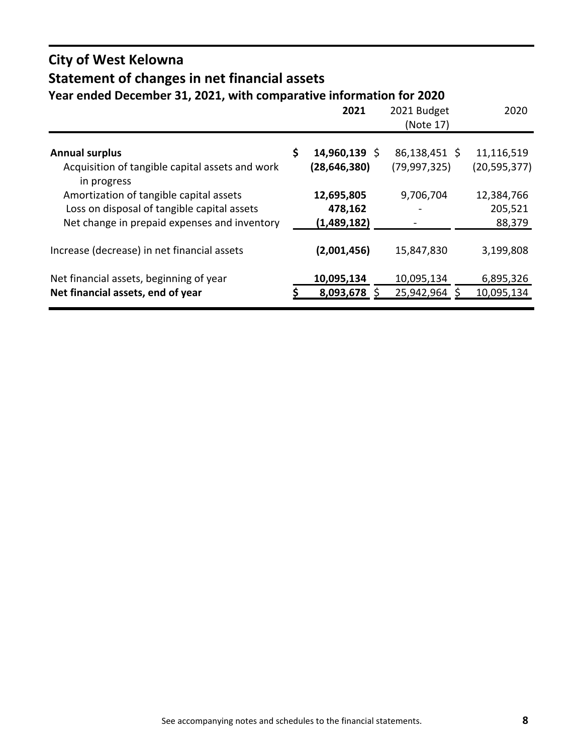# City of West Kelowna

## Statement of changes in net financial assets

### Year ended December 31, 2021, with comparative information for 2020

| | 2021 | 2021 Budget (Note 17) | 2020 |
|---|---|---|---|
| **Annual surplus** | **$ 14,960,139** | $ 86,138,451 | $ 11,116,519 |
| Acquisition of tangible capital assets and work in progress | **(28,646,380)** | (79,997,325) | (20,595,377) |
| Amortization of tangible capital assets | **12,695,805** | 9,706,704 | 12,384,766 |
| Loss on disposal of tangible capital assets | **478,162** | - | 205,521 |
| Net change in prepaid expenses and inventory | **(1,489,182)** | - | 88,379 |
| Increase (decrease) in net financial assets | **(2,001,456)** | 15,847,830 | 3,199,808 |
| Net financial assets, beginning of year | **10,095,134** | 10,095,134 | 6,895,326 |
| **Net financial assets, end of year** | **$ 8,093,678** | $ 25,942,964 | $ 10,095,134 |

See accompanying notes and schedules to the financial statements.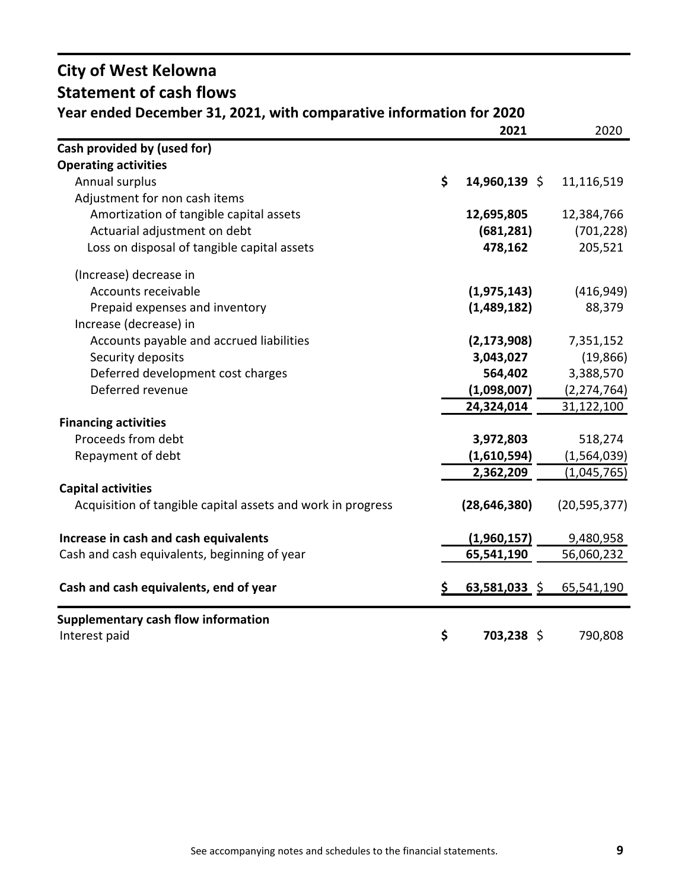# City of West Kelowna

## Statement of cash flows

### Year ended December 31, 2021, with comparative information for 2020

| | 2021 | 2020 |
|---|---|---|
| **Cash provided by (used for)** | | |
| **Operating activities** | | |
| Annual surplus | $ 14,960,139 | $ 11,116,519 |
| Adjustment for non cash items | | |
| Amortization of tangible capital assets | 12,695,805 | 12,384,766 |
| Actuarial adjustment on debt | (681,281) | (701,228) |
| Loss on disposal of tangible capital assets | 478,162 | 205,521 |
| (Increase) decrease in | | |
| Accounts receivable | (1,975,143) | (416,949) |
| Prepaid expenses and inventory | (1,489,182) | 88,379 |
| Increase (decrease) in | | |
| Accounts payable and accrued liabilities | (2,173,908) | 7,351,152 |
| Security deposits | 3,043,027 | (19,866) |
| Deferred development cost charges | 564,402 | 3,388,570 |
| Deferred revenue | (1,098,007) | (2,274,764) |
| | 24,324,014 | 31,122,100 |
| **Financing activities** | | |
| Proceeds from debt | 3,972,803 | 518,274 |
| Repayment of debt | (1,610,594) | (1,564,039) |
| | 2,362,209 | (1,045,765) |
| **Capital activities** | | |
| Acquisition of tangible capital assets and work in progress | (28,646,380) | (20,595,377) |
| **Increase in cash and cash equivalents** | (1,960,157) | 9,480,958 |
| Cash and cash equivalents, beginning of year | 65,541,190 | 56,060,232 |
| **Cash and cash equivalents, end of year** | $ 63,581,033 | $ 65,541,190 |
| **Supplementary cash flow information** | | |
| Interest paid | $ 703,238 | $ 790,808 |

See accompanying notes and schedules to the financial statements.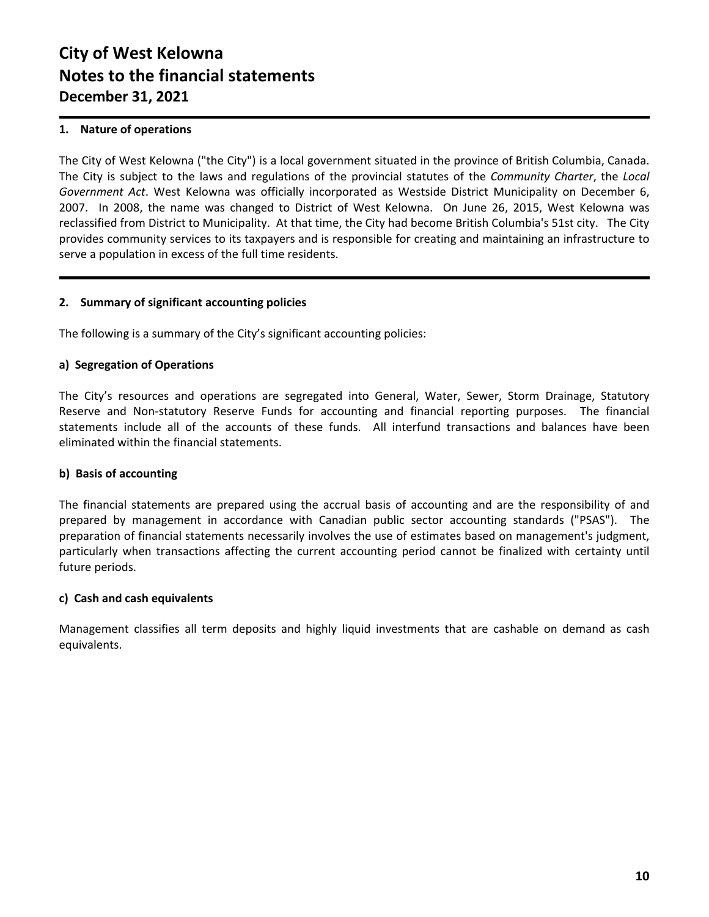# City of West Kelowna
# Notes to the financial statements
## December 31, 2021

### 1. Nature of operations

The City of West Kelowna ("the City") is a local government situated in the province of British Columbia, Canada. The City is subject to the laws and regulations of the provincial statutes of the *Community Charter*, the *Local Government Act*. West Kelowna was officially incorporated as Westside District Municipality on December 6, 2007. In 2008, the name was changed to District of West Kelowna. On June 26, 2015, West Kelowna was reclassified from District to Municipality. At that time, the City had become British Columbia's 51st city. The City provides community services to its taxpayers and is responsible for creating and maintaining an infrastructure to serve a population in excess of the full time residents.

### 2. Summary of significant accounting policies

The following is a summary of the City's significant accounting policies:

**a) Segregation of Operations**

The City's resources and operations are segregated into General, Water, Sewer, Storm Drainage, Statutory Reserve and Non-statutory Reserve Funds for accounting and financial reporting purposes. The financial statements include all of the accounts of these funds. All interfund transactions and balances have been eliminated within the financial statements.

**b) Basis of accounting**

The financial statements are prepared using the accrual basis of accounting and are the responsibility of and prepared by management in accordance with Canadian public sector accounting standards ("PSAS"). The preparation of financial statements necessarily involves the use of estimates based on management's judgment, particularly when transactions affecting the current accounting period cannot be finalized with certainty until future periods.

**c) Cash and cash equivalents**

Management classifies all term deposits and highly liquid investments that are cashable on demand as cash equivalents.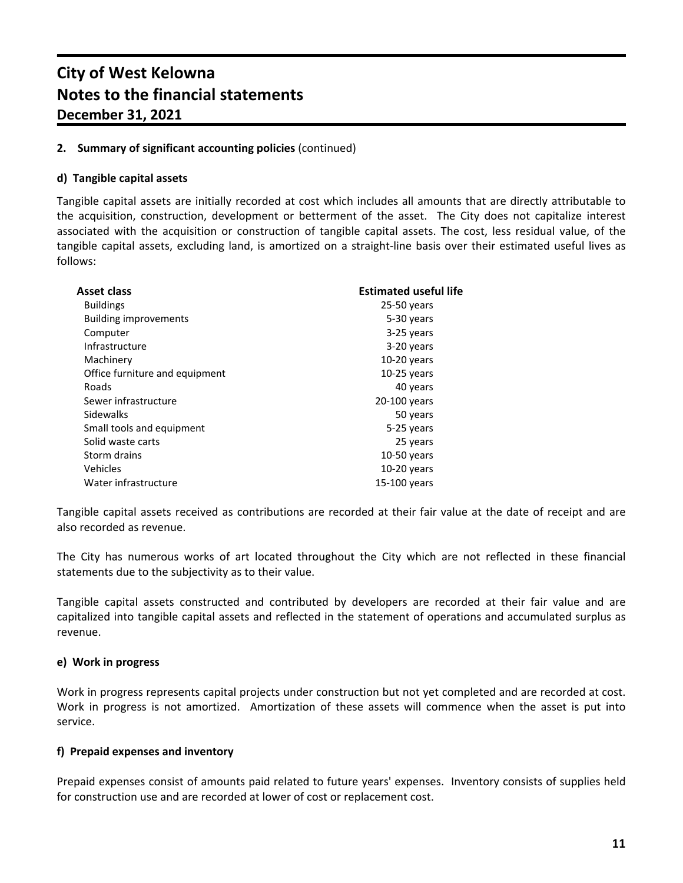# City of West Kelowna
# Notes to the financial statements
## December 31, 2021

**2. Summary of significant accounting policies** (continued)

**d) Tangible capital assets**

Tangible capital assets are initially recorded at cost which includes all amounts that are directly attributable to the acquisition, construction, development or betterment of the asset. The City does not capitalize interest associated with the acquisition or construction of tangible capital assets. The cost, less residual value, of the tangible capital assets, excluding land, is amortized on a straight-line basis over their estimated useful lives as follows:

| Asset class | Estimated useful life |
|---|---|
| Buildings | 25-50 years |
| Building improvements | 5-30 years |
| Computer | 3-25 years |
| Infrastructure | 3-20 years |
| Machinery | 10-20 years |
| Office furniture and equipment | 10-25 years |
| Roads | 40 years |
| Sewer infrastructure | 20-100 years |
| Sidewalks | 50 years |
| Small tools and equipment | 5-25 years |
| Solid waste carts | 25 years |
| Storm drains | 10-50 years |
| Vehicles | 10-20 years |
| Water infrastructure | 15-100 years |

Tangible capital assets received as contributions are recorded at their fair value at the date of receipt and are also recorded as revenue.

The City has numerous works of art located throughout the City which are not reflected in these financial statements due to the subjectivity as to their value.

Tangible capital assets constructed and contributed by developers are recorded at their fair value and are capitalized into tangible capital assets and reflected in the statement of operations and accumulated surplus as revenue.

**e) Work in progress**

Work in progress represents capital projects under construction but not yet completed and are recorded at cost. Work in progress is not amortized. Amortization of these assets will commence when the asset is put into service.

**f) Prepaid expenses and inventory**

Prepaid expenses consist of amounts paid related to future years' expenses. Inventory consists of supplies held for construction use and are recorded at lower of cost or replacement cost.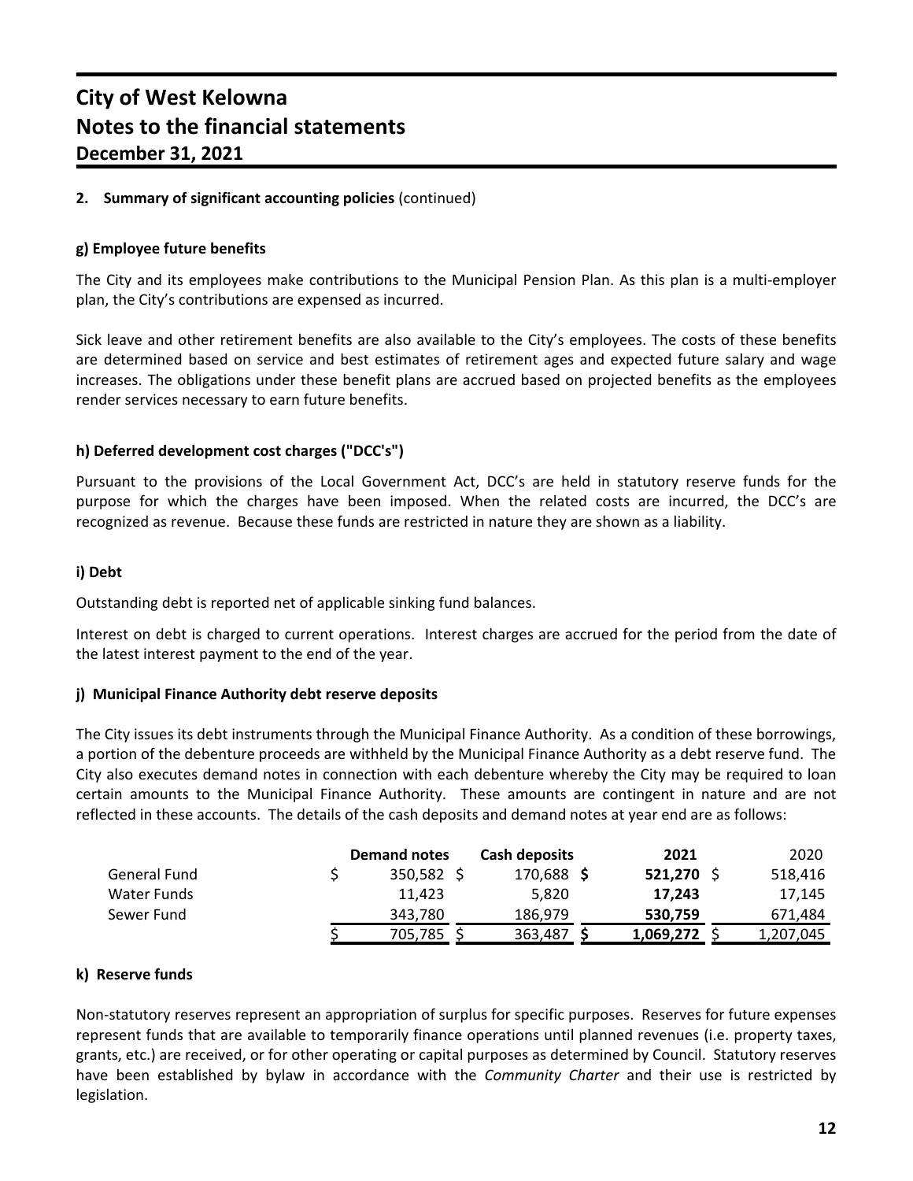# City of West Kelowna
# Notes to the financial statements
## December 31, 2021

**2. Summary of significant accounting policies** (continued)

**g) Employee future benefits**

The City and its employees make contributions to the Municipal Pension Plan. As this plan is a multi-employer plan, the City's contributions are expensed as incurred.

Sick leave and other retirement benefits are also available to the City's employees. The costs of these benefits are determined based on service and best estimates of retirement ages and expected future salary and wage increases. The obligations under these benefit plans are accrued based on projected benefits as the employees render services necessary to earn future benefits.

**h) Deferred development cost charges ("DCC's")**

Pursuant to the provisions of the Local Government Act, DCC's are held in statutory reserve funds for the purpose for which the charges have been imposed. When the related costs are incurred, the DCC's are recognized as revenue. Because these funds are restricted in nature they are shown as a liability.

**i) Debt**

Outstanding debt is reported net of applicable sinking fund balances.

Interest on debt is charged to current operations. Interest charges are accrued for the period from the date of the latest interest payment to the end of the year.

**j) Municipal Finance Authority debt reserve deposits**

The City issues its debt instruments through the Municipal Finance Authority. As a condition of these borrowings, a portion of the debenture proceeds are withheld by the Municipal Finance Authority as a debt reserve fund. The City also executes demand notes in connection with each debenture whereby the City may be required to loan certain amounts to the Municipal Finance Authority. These amounts are contingent in nature and are not reflected in these accounts. The details of the cash deposits and demand notes at year end are as follows:

| | Demand notes | Cash deposits | 2021 | 2020 |
|---|---|---|---|---|
| General Fund | $ 350,582 | $ 170,688 | **$ 521,270** | $ 518,416 |
| Water Funds | 11,423 | 5,820 | **17,243** | 17,145 |
| Sewer Fund | 343,780 | 186,979 | **530,759** | 671,484 |
| | $ 705,785 | $ 363,487 | **$ 1,069,272** | $ 1,207,045 |

**k) Reserve funds**

Non-statutory reserves represent an appropriation of surplus for specific purposes. Reserves for future expenses represent funds that are available to temporarily finance operations until planned revenues (i.e. property taxes, grants, etc.) are received, or for other operating or capital purposes as determined by Council. Statutory reserves have been established by bylaw in accordance with the *Community Charter* and their use is restricted by legislation.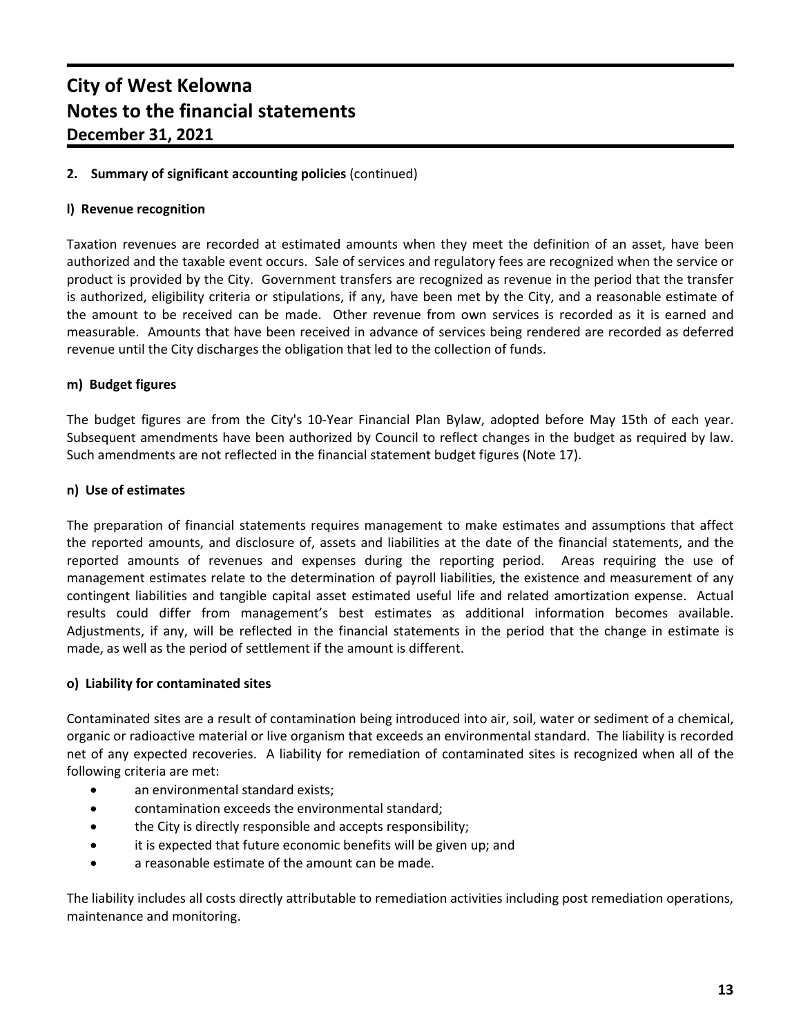# City of West Kelowna
# Notes to the financial statements
## December 31, 2021

**2. Summary of significant accounting policies** (continued)

**l) Revenue recognition**

Taxation revenues are recorded at estimated amounts when they meet the definition of an asset, have been authorized and the taxable event occurs. Sale of services and regulatory fees are recognized when the service or product is provided by the City. Government transfers are recognized as revenue in the period that the transfer is authorized, eligibility criteria or stipulations, if any, have been met by the City, and a reasonable estimate of the amount to be received can be made. Other revenue from own services is recorded as it is earned and measurable. Amounts that have been received in advance of services being rendered are recorded as deferred revenue until the City discharges the obligation that led to the collection of funds.

**m) Budget figures**

The budget figures are from the City's 10-Year Financial Plan Bylaw, adopted before May 15th of each year. Subsequent amendments have been authorized by Council to reflect changes in the budget as required by law. Such amendments are not reflected in the financial statement budget figures (Note 17).

**n) Use of estimates**

The preparation of financial statements requires management to make estimates and assumptions that affect the reported amounts, and disclosure of, assets and liabilities at the date of the financial statements, and the reported amounts of revenues and expenses during the reporting period. Areas requiring the use of management estimates relate to the determination of payroll liabilities, the existence and measurement of any contingent liabilities and tangible capital asset estimated useful life and related amortization expense. Actual results could differ from management's best estimates as additional information becomes available. Adjustments, if any, will be reflected in the financial statements in the period that the change in estimate is made, as well as the period of settlement if the amount is different.

**o) Liability for contaminated sites**

Contaminated sites are a result of contamination being introduced into air, soil, water or sediment of a chemical, organic or radioactive material or live organism that exceeds an environmental standard. The liability is recorded net of any expected recoveries. A liability for remediation of contaminated sites is recognized when all of the following criteria are met:

- an environmental standard exists;
- contamination exceeds the environmental standard;
- the City is directly responsible and accepts responsibility;
- it is expected that future economic benefits will be given up; and
- a reasonable estimate of the amount can be made.

The liability includes all costs directly attributable to remediation activities including post remediation operations, maintenance and monitoring.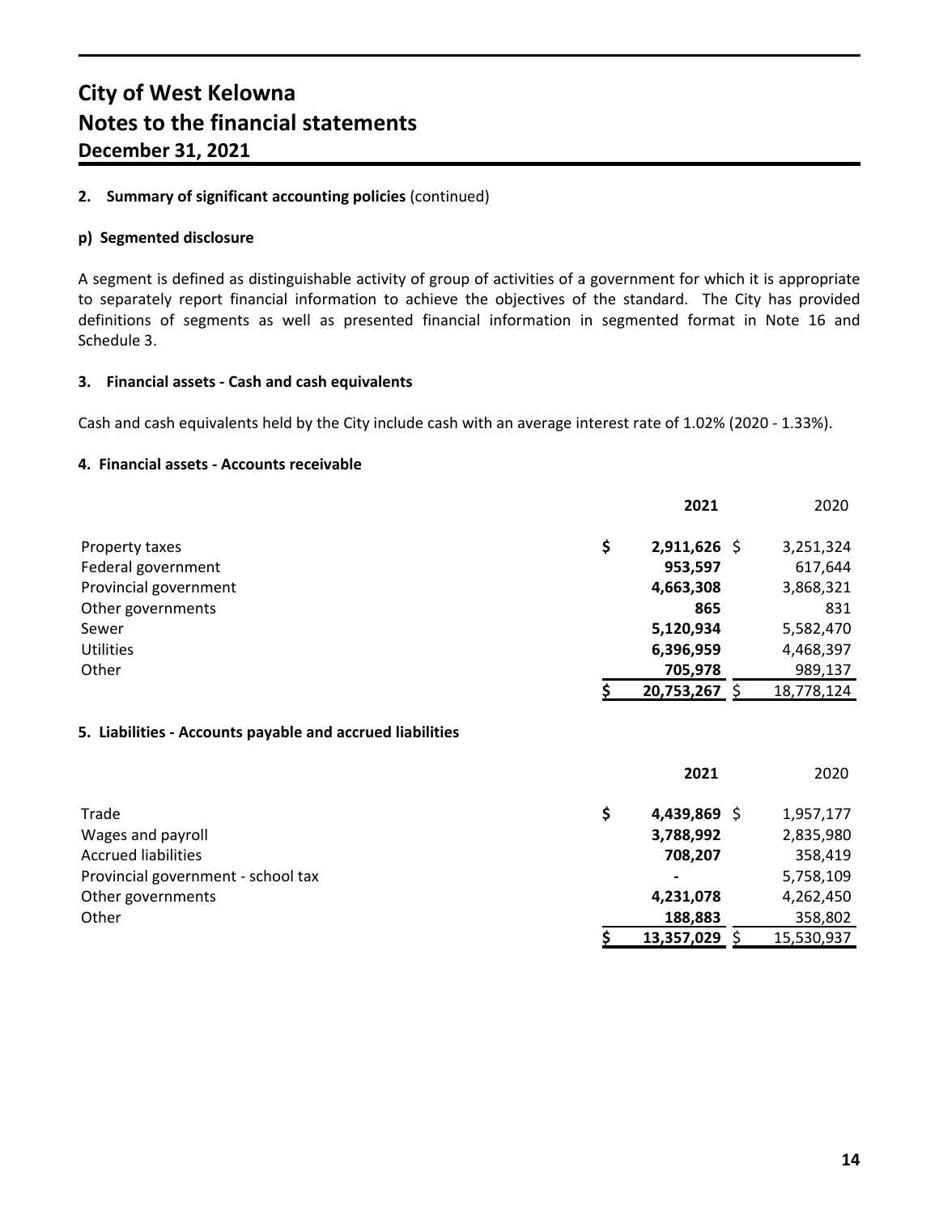# City of West Kelowna
# Notes to the financial statements
## December 31, 2021

### 2. Summary of significant accounting policies (continued)

#### p) Segmented disclosure

A segment is defined as distinguishable activity of group of activities of a government for which it is appropriate to separately report financial information to achieve the objectives of the standard. The City has provided definitions of segments as well as presented financial information in segmented format in Note 16 and Schedule 3.

### 3. Financial assets - Cash and cash equivalents

Cash and cash equivalents held by the City include cash with an average interest rate of 1.02% (2020 - 1.33%).

### 4. Financial assets - Accounts receivable

| | 2021 | 2020 |
|---|---|---|
| Property taxes | $ 2,911,626 | $ 3,251,324 |
| Federal government | 953,597 | 617,644 |
| Provincial government | 4,663,308 | 3,868,321 |
| Other governments | 865 | 831 |
| Sewer | 5,120,934 | 5,582,470 |
| Utilities | 6,396,959 | 4,468,397 |
| Other | 705,978 | 989,137 |
| | $ 20,753,267 | $ 18,778,124 |

### 5. Liabilities - Accounts payable and accrued liabilities

| | 2021 | 2020 |
|---|---|---|
| Trade | $ 4,439,869 | $ 1,957,177 |
| Wages and payroll | 3,788,992 | 2,835,980 |
| Accrued liabilities | 708,207 | 358,419 |
| Provincial government - school tax | - | 5,758,109 |
| Other governments | 4,231,078 | 4,262,450 |
| Other | 188,883 | 358,802 |
| | $ 13,357,029 | $ 15,530,937 |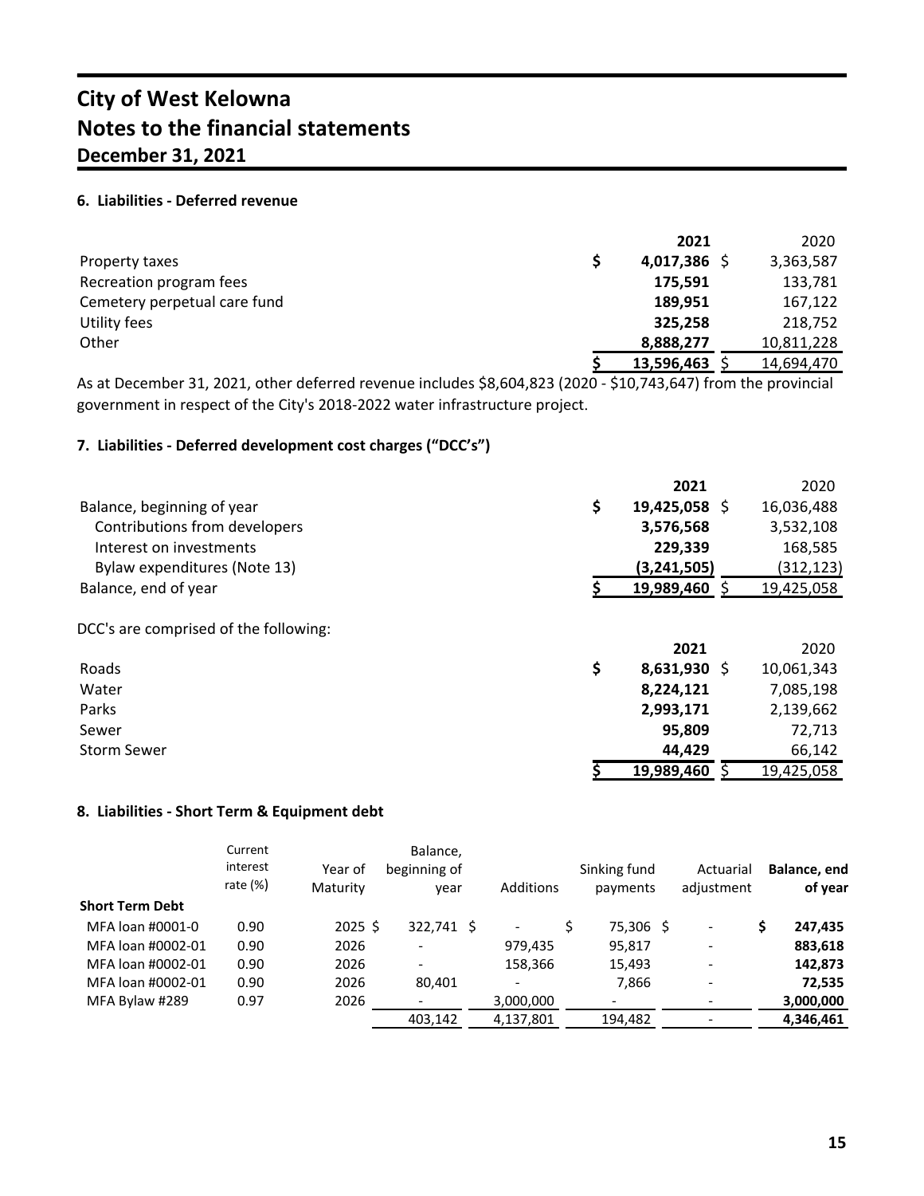# City of West Kelowna
# Notes to the financial statements
## December 31, 2021

### 6. Liabilities - Deferred revenue

| | 2021 | 2020 |
|---|---|---|
| Property taxes | **$ 4,017,386** | $ 3,363,587 |
| Recreation program fees | **175,591** | 133,781 |
| Cemetery perpetual care fund | **189,951** | 167,122 |
| Utility fees | **325,258** | 218,752 |
| Other | **8,888,277** | 10,811,228 |
| | **$ 13,596,463** | $ 14,694,470 |

As at December 31, 2021, other deferred revenue includes $8,604,823 (2020 - $10,743,647) from the provincial government in respect of the City's 2018-2022 water infrastructure project.

### 7. Liabilities - Deferred development cost charges ("DCC's")

| | 2021 | 2020 |
|---|---|---|
| Balance, beginning of year | **$ 19,425,058** | $ 16,036,488 |
| Contributions from developers | **3,576,568** | 3,532,108 |
| Interest on investments | **229,339** | 168,585 |
| Bylaw expenditures (Note 13) | **(3,241,505)** | (312,123) |
| Balance, end of year | **$ 19,989,460** | $ 19,425,058 |

DCC's are comprised of the following:

| | 2021 | 2020 |
|---|---|---|
| Roads | **$ 8,631,930** | $ 10,061,343 |
| Water | **8,224,121** | 7,085,198 |
| Parks | **2,993,171** | 2,139,662 |
| Sewer | **95,809** | 72,713 |
| Storm Sewer | **44,429** | 66,142 |
| | **$ 19,989,460** | $ 19,425,058 |

### 8. Liabilities - Short Term & Equipment debt

| | Current interest rate (%) | Year of Maturity | Balance, beginning of year | Additions | Sinking fund payments | Actuarial adjustment | **Balance, end of year** |
|---|---|---|---|---|---|---|---|
| **Short Term Debt** | | | | | | | |
| MFA loan #0001-0 | 0.90 | 2025 | $ 322,741 | $ - | $ 75,306 | $ - | **$ 247,435** |
| MFA loan #0002-01 | 0.90 | 2026 | - | 979,435 | 95,817 | - | **883,618** |
| MFA loan #0002-01 | 0.90 | 2026 | - | 158,366 | 15,493 | - | **142,873** |
| MFA loan #0002-01 | 0.90 | 2026 | 80,401 | - | 7,866 | - | **72,535** |
| MFA Bylaw #289 | 0.97 | 2026 | - | 3,000,000 | - | - | **3,000,000** |
| | | | 403,142 | 4,137,801 | 194,482 | - | **4,346,461** |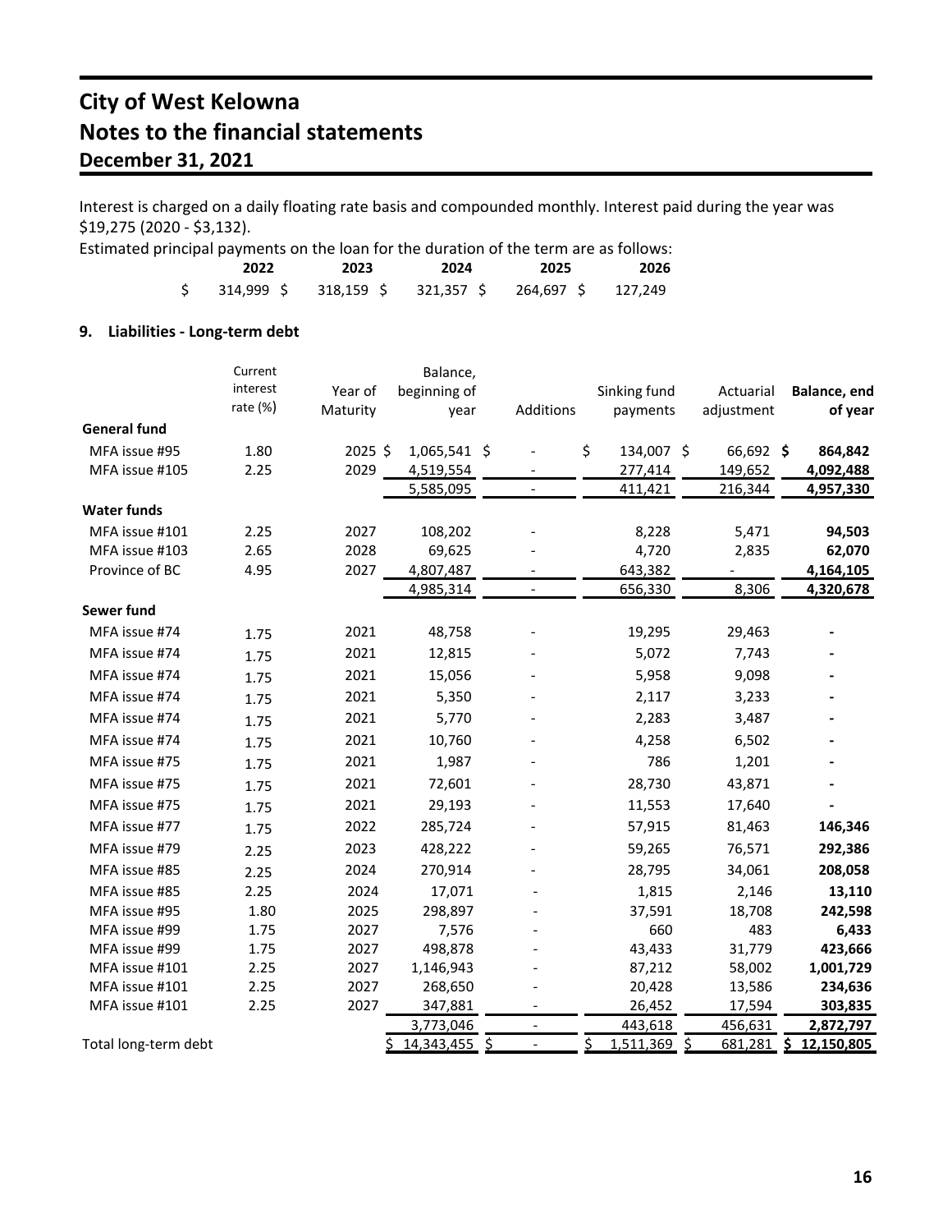# City of West Kelowna
## Notes to the financial statements
### December 31, 2021

Interest is charged on a daily floating rate basis and compounded monthly. Interest paid during the year was $19,275 (2020 - $3,132).

Estimated principal payments on the loan for the duration of the term are as follows:

| 2022 | 2023 | 2024 | 2025 | 2026 |
|---|---|---|---|---|
| $ 314,999 | $ 318,159 | $ 321,357 | $ 264,697 | $ 127,249 |

**9. Liabilities - Long-term debt**

| | Current interest rate (%) | Year of Maturity | Balance, beginning of year | Additions | Sinking fund payments | Actuarial adjustment | **Balance, end of year** |
|---|---|---|---|---|---|---|---|
| **General fund** | | | | | | | |
| MFA issue #95 | 1.80 | 2025 | $ 1,065,541 | $ - | $ 134,007 | $ 66,692 | **$ 864,842** |
| MFA issue #105 | 2.25 | 2029 | 4,519,554 | - | 277,414 | 149,652 | **4,092,488** |
| | | | 5,585,095 | - | 411,421 | 216,344 | **4,957,330** |
| **Water funds** | | | | | | | |
| MFA issue #101 | 2.25 | 2027 | 108,202 | - | 8,228 | 5,471 | **94,503** |
| MFA issue #103 | 2.65 | 2028 | 69,625 | - | 4,720 | 2,835 | **62,070** |
| Province of BC | 4.95 | 2027 | 4,807,487 | - | 643,382 | - | **4,164,105** |
| | | | 4,985,314 | - | 656,330 | 8,306 | **4,320,678** |
| **Sewer fund** | | | | | | | |
| MFA issue #74 | 1.75 | 2021 | 48,758 | - | 19,295 | 29,463 | **-** |
| MFA issue #74 | 1.75 | 2021 | 12,815 | - | 5,072 | 7,743 | **-** |
| MFA issue #74 | 1.75 | 2021 | 15,056 | - | 5,958 | 9,098 | **-** |
| MFA issue #74 | 1.75 | 2021 | 5,350 | - | 2,117 | 3,233 | **-** |
| MFA issue #74 | 1.75 | 2021 | 5,770 | - | 2,283 | 3,487 | **-** |
| MFA issue #74 | 1.75 | 2021 | 10,760 | - | 4,258 | 6,502 | **-** |
| MFA issue #75 | 1.75 | 2021 | 1,987 | - | 786 | 1,201 | **-** |
| MFA issue #75 | 1.75 | 2021 | 72,601 | - | 28,730 | 43,871 | **-** |
| MFA issue #75 | 1.75 | 2021 | 29,193 | - | 11,553 | 17,640 | **-** |
| MFA issue #77 | 1.75 | 2022 | 285,724 | - | 57,915 | 81,463 | **146,346** |
| MFA issue #79 | 2.25 | 2023 | 428,222 | - | 59,265 | 76,571 | **292,386** |
| MFA issue #85 | 2.25 | 2024 | 270,914 | - | 28,795 | 34,061 | **208,058** |
| MFA issue #85 | 2.25 | 2024 | 17,071 | - | 1,815 | 2,146 | **13,110** |
| MFA issue #95 | 1.80 | 2025 | 298,897 | - | 37,591 | 18,708 | **242,598** |
| MFA issue #99 | 1.75 | 2027 | 7,576 | - | 660 | 483 | **6,433** |
| MFA issue #99 | 1.75 | 2027 | 498,878 | - | 43,433 | 31,779 | **423,666** |
| MFA issue #101 | 2.25 | 2027 | 1,146,943 | - | 87,212 | 58,002 | **1,001,729** |
| MFA issue #101 | 2.25 | 2027 | 268,650 | - | 20,428 | 13,586 | **234,636** |
| MFA issue #101 | 2.25 | 2027 | 347,881 | - | 26,452 | 17,594 | **303,835** |
| | | | 3,773,046 | - | 443,618 | 456,631 | **2,872,797** |
| Total long-term debt | | | $ 14,343,455 | $ - | $ 1,511,369 | $ 681,281 | **$ 12,150,805** |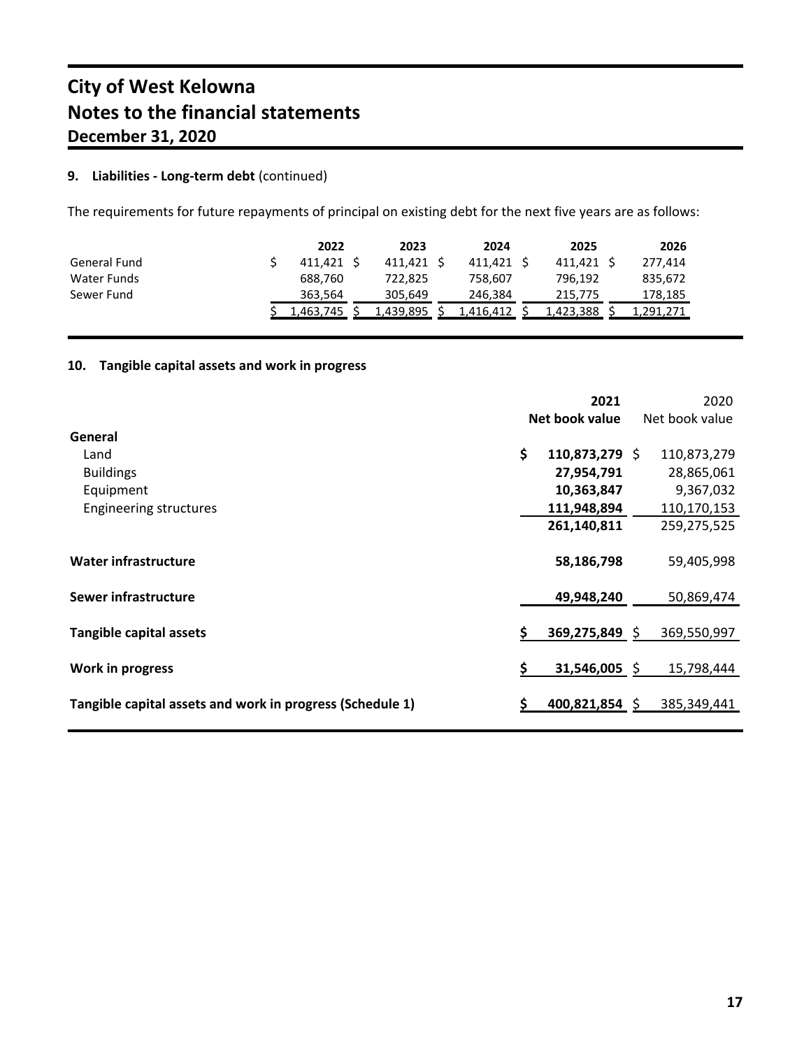# City of West Kelowna
# Notes to the financial statements
## December 31, 2020

### 9. Liabilities - Long-term debt (continued)

The requirements for future repayments of principal on existing debt for the next five years are as follows:

| | 2022 | 2023 | 2024 | 2025 | 2026 |
|---|---|---|---|---|---|
| General Fund | $ 411,421 | $ 411,421 | $ 411,421 | $ 411,421 | $ 277,414 |
| Water Funds | 688,760 | 722,825 | 758,607 | 796,192 | 835,672 |
| Sewer Fund | 363,564 | 305,649 | 246,384 | 215,775 | 178,185 |
| | $ 1,463,745 | $ 1,439,895 | $ 1,416,412 | $ 1,423,388 | $ 1,291,271 |

### 10. Tangible capital assets and work in progress

| | **2021 Net book value** | 2020 Net book value |
|---|---|---|
| **General** | | |
| Land | **$ 110,873,279** | $ 110,873,279 |
| Buildings | **27,954,791** | 28,865,061 |
| Equipment | **10,363,847** | 9,367,032 |
| Engineering structures | **111,948,894** | 110,170,153 |
| | **261,140,811** | 259,275,525 |
| **Water infrastructure** | **58,186,798** | 59,405,998 |
| **Sewer infrastructure** | **49,948,240** | 50,869,474 |
| **Tangible capital assets** | **$ 369,275,849** | $ 369,550,997 |
| **Work in progress** | **$ 31,546,005** | $ 15,798,444 |
| **Tangible capital assets and work in progress (Schedule 1)** | **$ 400,821,854** | $ 385,349,441 |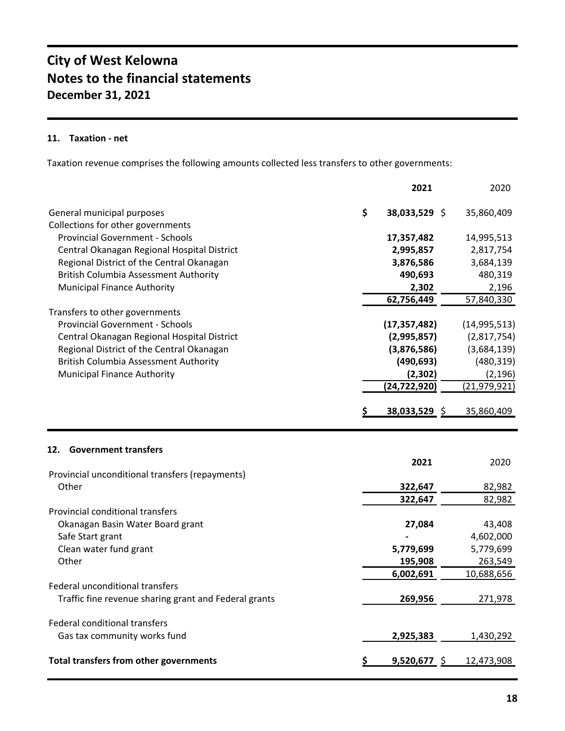# City of West Kelowna
## Notes to the financial statements
### December 31, 2021

#### 11. Taxation - net

Taxation revenue comprises the following amounts collected less transfers to other governments:

| | 2021 | 2020 |
|---|---|---|
| General municipal purposes | $ 38,033,529 | $ 35,860,409 |
| Collections for other governments | | |
| Provincial Government - Schools | 17,357,482 | 14,995,513 |
| Central Okanagan Regional Hospital District | 2,995,857 | 2,817,754 |
| Regional District of the Central Okanagan | 3,876,586 | 3,684,139 |
| British Columbia Assessment Authority | 490,693 | 480,319 |
| Municipal Finance Authority | 2,302 | 2,196 |
| | 62,756,449 | 57,840,330 |
| Transfers to other governments | | |
| Provincial Government - Schools | (17,357,482) | (14,995,513) |
| Central Okanagan Regional Hospital District | (2,995,857) | (2,817,754) |
| Regional District of the Central Okanagan | (3,876,586) | (3,684,139) |
| British Columbia Assessment Authority | (490,693) | (480,319) |
| Municipal Finance Authority | (2,302) | (2,196) |
| | (24,722,920) | (21,979,921) |
| | $ 38,033,529 | $ 35,860,409 |

#### 12. Government transfers

| | 2021 | 2020 |
|---|---|---|
| Provincial unconditional transfers (repayments) | | |
| Other | 322,647 | 82,982 |
| | 322,647 | 82,982 |
| Provincial conditional transfers | | |
| Okanagan Basin Water Board grant | 27,084 | 43,408 |
| Safe Start grant | - | 4,602,000 |
| Clean water fund grant | 5,779,699 | 5,779,699 |
| Other | 195,908 | 263,549 |
| | 6,002,691 | 10,688,656 |
| Federal unconditional transfers | | |
| Traffic fine revenue sharing grant and Federal grants | 269,956 | 271,978 |
| Federal conditional transfers | | |
| Gas tax community works fund | 2,925,383 | 1,430,292 |
| **Total transfers from other governments** | $ 9,520,677 | $ 12,473,908 |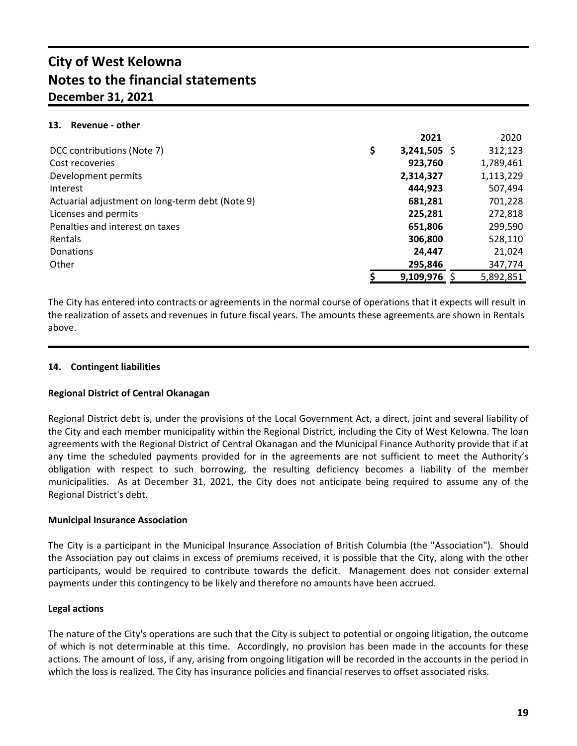# City of West Kelowna
# Notes to the financial statements
## December 31, 2021

### 13. Revenue - other

| | 2021 | 2020 |
|---|---|---|
| DCC contributions (Note 7) | $ **3,241,505** | $ 312,123 |
| Cost recoveries | **923,760** | 1,789,461 |
| Development permits | **2,314,327** | 1,113,229 |
| Interest | **444,923** | 507,494 |
| Actuarial adjustment on long-term debt (Note 9) | **681,281** | 701,228 |
| Licenses and permits | **225,281** | 272,818 |
| Penalties and interest on taxes | **651,806** | 299,590 |
| Rentals | **306,800** | 528,110 |
| Donations | **24,447** | 21,024 |
| Other | **295,846** | 347,774 |
| | $ **9,109,976** | $ 5,892,851 |

The City has entered into contracts or agreements in the normal course of operations that it expects will result in the realization of assets and revenues in future fiscal years. The amounts these agreements are shown in Rentals above.

### 14. Contingent liabilities

**Regional District of Central Okanagan**

Regional District debt is, under the provisions of the Local Government Act, a direct, joint and several liability of the City and each member municipality within the Regional District, including the City of West Kelowna. The loan agreements with the Regional District of Central Okanagan and the Municipal Finance Authority provide that if at any time the scheduled payments provided for in the agreements are not sufficient to meet the Authority's obligation with respect to such borrowing, the resulting deficiency becomes a liability of the member municipalities. As at December 31, 2021, the City does not anticipate being required to assume any of the Regional District's debt.

**Municipal Insurance Association**

The City is a participant in the Municipal Insurance Association of British Columbia (the "Association"). Should the Association pay out claims in excess of premiums received, it is possible that the City, along with the other participants, would be required to contribute towards the deficit. Management does not consider external payments under this contingency to be likely and therefore no amounts have been accrued.

**Legal actions**

The nature of the City's operations are such that the City is subject to potential or ongoing litigation, the outcome of which is not determinable at this time. Accordingly, no provision has been made in the accounts for these actions. The amount of loss, if any, arising from ongoing litigation will be recorded in the accounts in the period in which the loss is realized. The City has insurance policies and financial reserves to offset associated risks.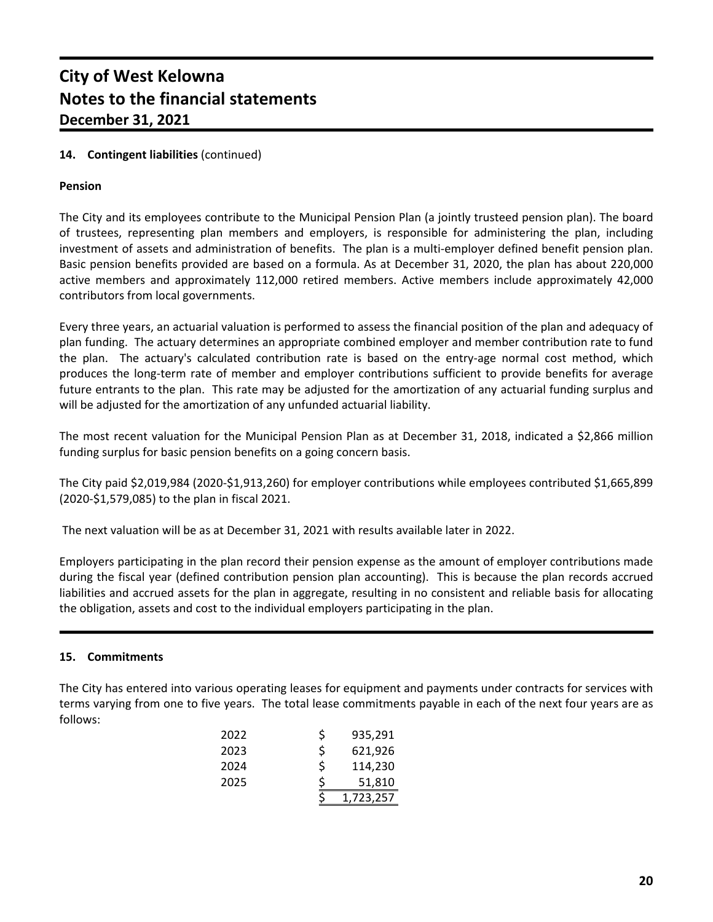# City of West Kelowna
# Notes to the financial statements
## December 31, 2021

### 14. Contingent liabilities (continued)

**Pension**

The City and its employees contribute to the Municipal Pension Plan (a jointly trusteed pension plan). The board of trustees, representing plan members and employers, is responsible for administering the plan, including investment of assets and administration of benefits. The plan is a multi-employer defined benefit pension plan. Basic pension benefits provided are based on a formula. As at December 31, 2020, the plan has about 220,000 active members and approximately 112,000 retired members. Active members include approximately 42,000 contributors from local governments.

Every three years, an actuarial valuation is performed to assess the financial position of the plan and adequacy of plan funding. The actuary determines an appropriate combined employer and member contribution rate to fund the plan. The actuary's calculated contribution rate is based on the entry-age normal cost method, which produces the long-term rate of member and employer contributions sufficient to provide benefits for average future entrants to the plan. This rate may be adjusted for the amortization of any actuarial funding surplus and will be adjusted for the amortization of any unfunded actuarial liability.

The most recent valuation for the Municipal Pension Plan as at December 31, 2018, indicated a $2,866 million funding surplus for basic pension benefits on a going concern basis.

The City paid $2,019,984 (2020-$1,913,260) for employer contributions while employees contributed $1,665,899 (2020-$1,579,085) to the plan in fiscal 2021.

The next valuation will be as at December 31, 2021 with results available later in 2022.

Employers participating in the plan record their pension expense as the amount of employer contributions made during the fiscal year (defined contribution pension plan accounting). This is because the plan records accrued liabilities and accrued assets for the plan in aggregate, resulting in no consistent and reliable basis for allocating the obligation, assets and cost to the individual employers participating in the plan.

### 15. Commitments

The City has entered into various operating leases for equipment and payments under contracts for services with terms varying from one to five years. The total lease commitments payable in each of the next four years are as follows:

| | | |
|---|---|---|
| 2022 | $ | 935,291 |
| 2023 | $ | 621,926 |
| 2024 | $ | 114,230 |
| 2025 | $ | 51,810 |
| | $ | 1,723,257 |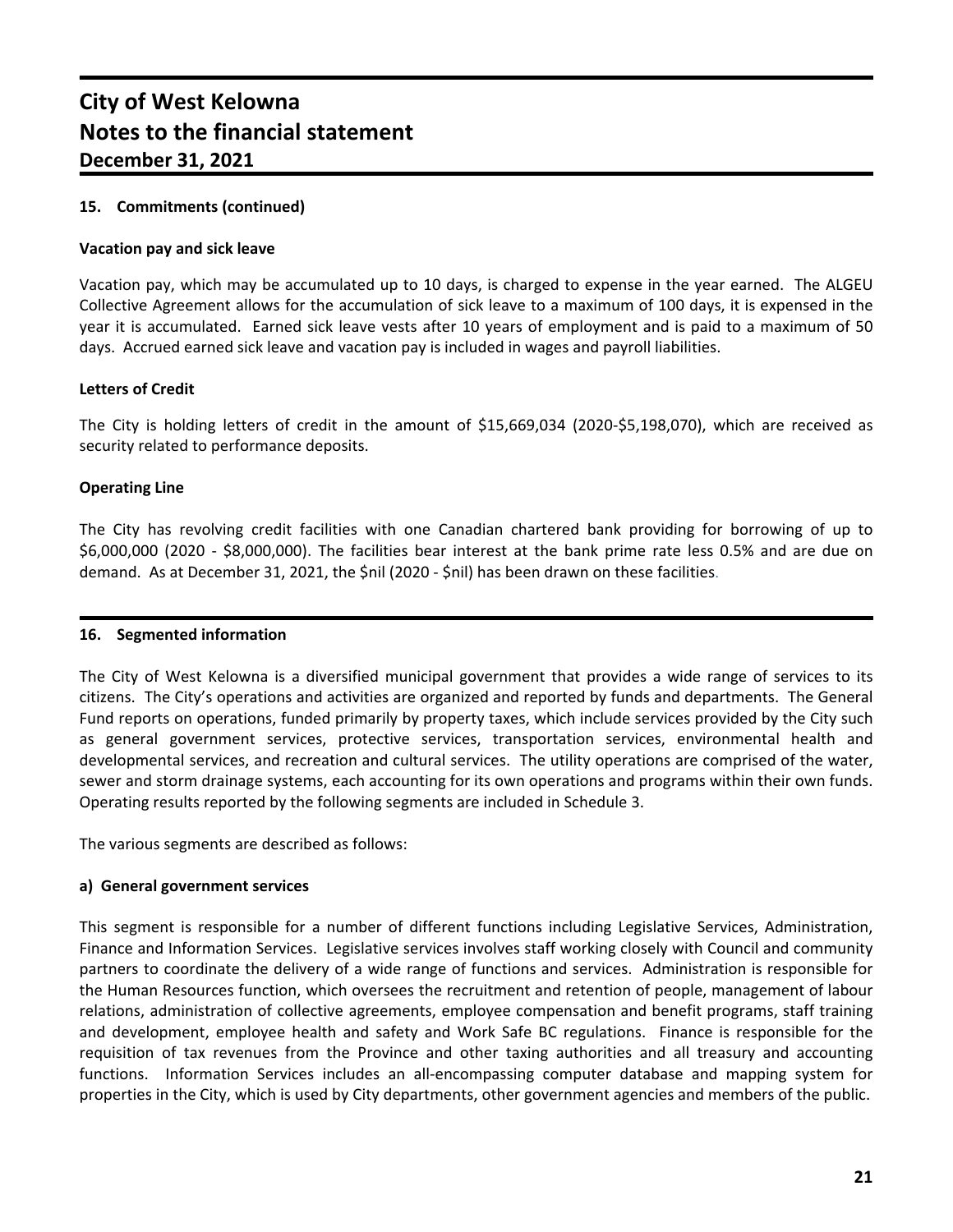### 15. Commitments (continued)

**Vacation pay and sick leave**

Vacation pay, which may be accumulated up to 10 days, is charged to expense in the year earned. The ALGEU Collective Agreement allows for the accumulation of sick leave to a maximum of 100 days, it is expensed in the year it is accumulated. Earned sick leave vests after 10 years of employment and is paid to a maximum of 50 days. Accrued earned sick leave and vacation pay is included in wages and payroll liabilities.

**Letters of Credit**

The City is holding letters of credit in the amount of $15,669,034 (2020-$5,198,070), which are received as security related to performance deposits.

**Operating Line**

The City has revolving credit facilities with one Canadian chartered bank providing for borrowing of up to $6,000,000 (2020 - $8,000,000). The facilities bear interest at the bank prime rate less 0.5% and are due on demand. As at December 31, 2021, the $nil (2020 - $nil) has been drawn on these facilities.

### 16. Segmented information

The City of West Kelowna is a diversified municipal government that provides a wide range of services to its citizens. The City's operations and activities are organized and reported by funds and departments. The General Fund reports on operations, funded primarily by property taxes, which include services provided by the City such as general government services, protective services, transportation services, environmental health and developmental services, and recreation and cultural services. The utility operations are comprised of the water, sewer and storm drainage systems, each accounting for its own operations and programs within their own funds. Operating results reported by the following segments are included in Schedule 3.

The various segments are described as follows:

**a) General government services**

This segment is responsible for a number of different functions including Legislative Services, Administration, Finance and Information Services. Legislative services involves staff working closely with Council and community partners to coordinate the delivery of a wide range of functions and services. Administration is responsible for the Human Resources function, which oversees the recruitment and retention of people, management of labour relations, administration of collective agreements, employee compensation and benefit programs, staff training and development, employee health and safety and Work Safe BC regulations. Finance is responsible for the requisition of tax revenues from the Province and other taxing authorities and all treasury and accounting functions. Information Services includes an all-encompassing computer database and mapping system for properties in the City, which is used by City departments, other government agencies and members of the public.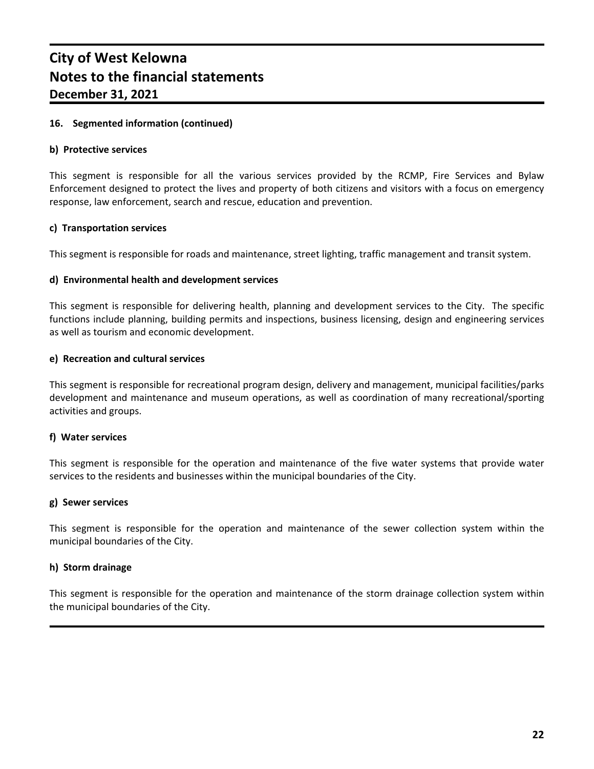**16. Segmented information (continued)**

**b) Protective services**

This segment is responsible for all the various services provided by the RCMP, Fire Services and Bylaw Enforcement designed to protect the lives and property of both citizens and visitors with a focus on emergency response, law enforcement, search and rescue, education and prevention.

**c) Transportation services**

This segment is responsible for roads and maintenance, street lighting, traffic management and transit system.

**d) Environmental health and development services**

This segment is responsible for delivering health, planning and development services to the City. The specific functions include planning, building permits and inspections, business licensing, design and engineering services as well as tourism and economic development.

**e) Recreation and cultural services**

This segment is responsible for recreational program design, delivery and management, municipal facilities/parks development and maintenance and museum operations, as well as coordination of many recreational/sporting activities and groups.

**f) Water services**

This segment is responsible for the operation and maintenance of the five water systems that provide water services to the residents and businesses within the municipal boundaries of the City.

**g) Sewer services**

This segment is responsible for the operation and maintenance of the sewer collection system within the municipal boundaries of the City.

**h) Storm drainage**

This segment is responsible for the operation and maintenance of the storm drainage collection system within the municipal boundaries of the City.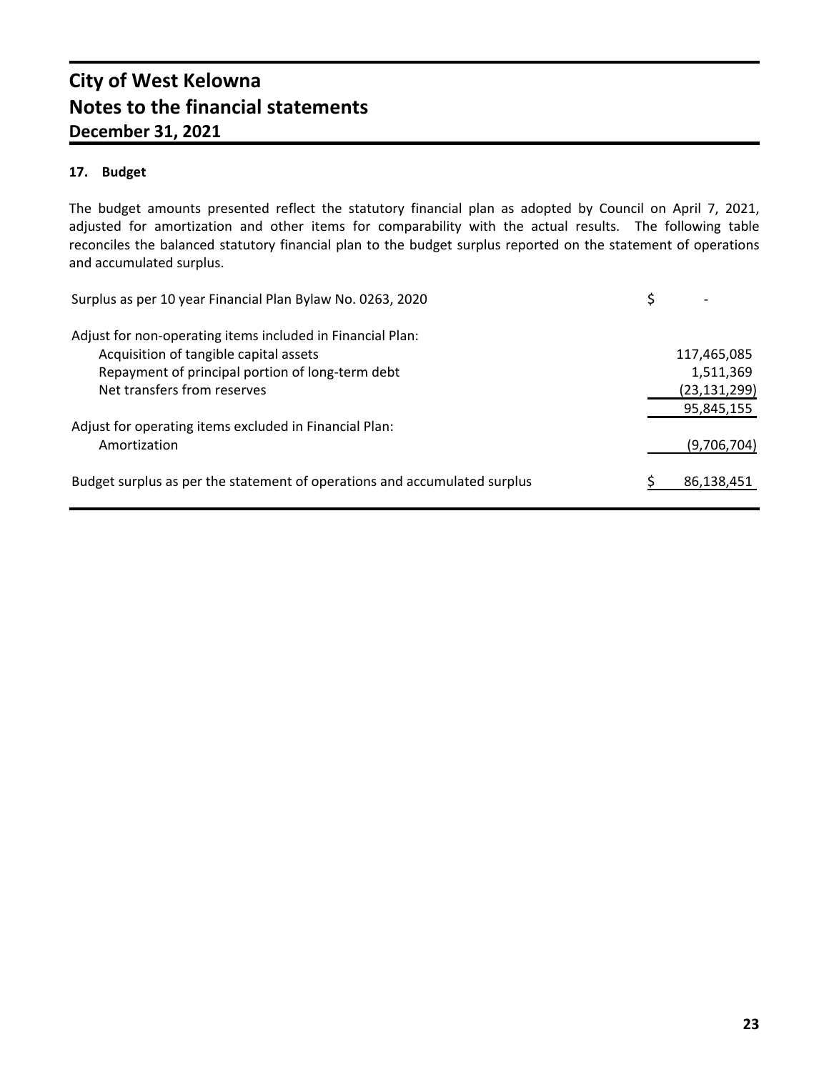# City of West Kelowna
# Notes to the financial statements
## December 31, 2021

### 17. Budget

The budget amounts presented reflect the statutory financial plan as adopted by Council on April 7, 2021, adjusted for amortization and other items for comparability with the actual results. The following table reconciles the balanced statutory financial plan to the budget surplus reported on the statement of operations and accumulated surplus.

| | |
|---|---|
| Surplus as per 10 year Financial Plan Bylaw No. 0263, 2020 | $ - |
| Adjust for non-operating items included in Financial Plan: | |
| Acquisition of tangible capital assets | 117,465,085 |
| Repayment of principal portion of long-term debt | 1,511,369 |
| Net transfers from reserves | (23,131,299) |
| | 95,845,155 |
| Adjust for operating items excluded in Financial Plan: | |
| Amortization | (9,706,704) |
| Budget surplus as per the statement of operations and accumulated surplus | $ 86,138,451 |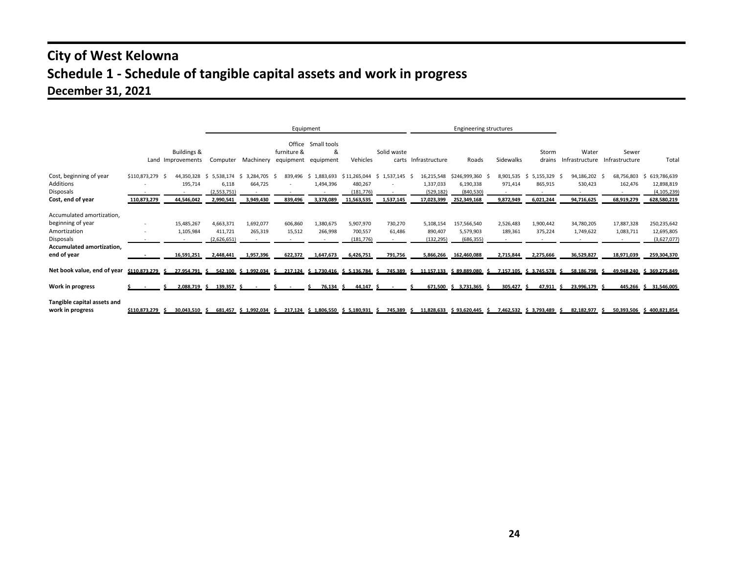# City of West Kelowna

## Schedule 1 - Schedule of tangible capital assets and work in progress

### December 31, 2021

| | | | Equipment | | | | | | | Engineering structures | | | | | | |
|---|---|---|---|---|---|---|---|---|---|---|---|---|---|---|---|---|
| | Land | Buildings & Improvements | Computer | Machinery | Office furniture & equipment | Small tools & equipment | Vehicles | Solid waste carts | Infrastructure | Roads | Sidewalks | Storm drains | Water Infrastructure | Sewer Infrastructure | Total |
| Cost, beginning of year | $110,873,279 | $ 44,350,328 | $ 5,538,174 | $ 3,284,705 | $ 839,496 | $ 1,883,693 | $ 11,265,044 | $ 1,537,145 | $ 16,215,548 | $246,999,360 | $ 8,901,535 | $ 5,155,329 | $ 94,186,202 | $ 68,756,803 | $ 619,786,639 |
| Additions | - | 195,714 | 6,118 | 664,725 | - | 1,494,396 | 480,267 | - | 1,337,033 | 6,190,338 | 971,414 | 865,915 | 530,423 | 162,476 | 12,898,819 |
| Disposals | - | - | (2,553,751) | - | - | - | (181,776) | - | (529,182) | (840,530) | - | - | - | - | (4,105,239) |
| **Cost, end of year** | **110,873,279** | **44,546,042** | **2,990,541** | **3,949,430** | **839,496** | **3,378,089** | **11,563,535** | **1,537,145** | **17,023,399** | **252,349,168** | **9,872,949** | **6,021,244** | **94,716,625** | **68,919,279** | **628,580,219** |
| Accumulated amortization, beginning of year | - | 15,485,267 | 4,663,371 | 1,692,077 | 606,860 | 1,380,675 | 5,907,970 | 730,270 | 5,108,154 | 157,566,540 | 2,526,483 | 1,900,442 | 34,780,205 | 17,887,328 | 250,235,642 |
| Amortization | - | 1,105,984 | 411,721 | 265,319 | 15,512 | 266,998 | 700,557 | 61,486 | 890,407 | 5,579,903 | 189,361 | 375,224 | 1,749,622 | 1,083,711 | 12,695,805 |
| Disposals | - | - | (2,626,651) | - | - | - | (181,776) | - | (132,295) | (686,355) | - | - | - | - | (3,627,077) |
| **Accumulated amortization, end of year** | **-** | **16,591,251** | **2,448,441** | **1,957,396** | **622,372** | **1,647,673** | **6,426,751** | **791,756** | **5,866,266** | **162,460,088** | **2,715,844** | **2,275,666** | **36,529,827** | **18,971,039** | **259,304,370** |
| **Net book value, end of year** | **$110,873,279** | **$ 27,954,791** | **$ 542,100** | **$ 1,992,034** | **$ 217,124** | **$ 1,730,416** | **$ 5,136,784** | **$ 745,389** | **$ 11,157,133** | **$ 89,889,080** | **$ 7,157,105** | **$ 3,745,578** | **$ 58,186,798** | **$ 49,948,240** | **$ 369,275,849** |
| **Work in progress** | **$ -** | **$ 2,088,719** | **$ 139,357** | **$ -** | **$ -** | **$ 76,134** | **$ 44,147** | **$ -** | **$ 671,500** | **$ 3,731,365** | **$ 305,427** | **$ 47,911** | **$ 23,996,179** | **$ 445,266** | **$ 31,546,005** |
| **Tangible capital assets and work in progress** | **$110,873,279** | **$ 30,043,510** | **$ 681,457** | **$ 1,992,034** | **$ 217,124** | **$ 1,806,550** | **$ 5,180,931** | **$ 745,389** | **$ 11,828,633** | **$ 93,620,445** | **$ 7,462,532** | **$ 3,793,489** | **$ 82,182,977** | **$ 50,393,506** | **$ 400,821,854** |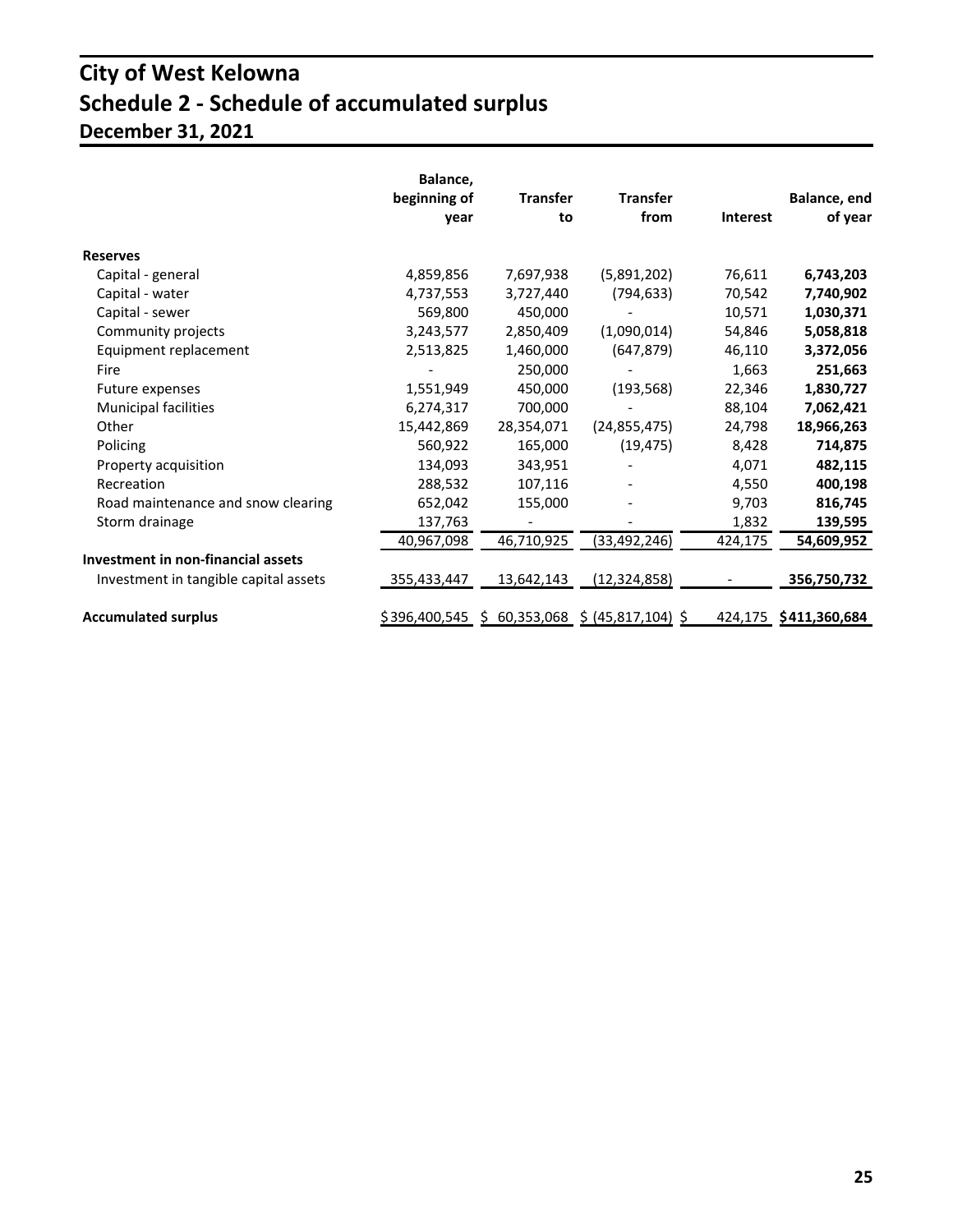# City of West Kelowna
## Schedule 2 - Schedule of accumulated surplus
### December 31, 2021

| | Balance, beginning of year | Transfer to | Transfer from | Interest | Balance, end of year |
|---|---|---|---|---|---|
| **Reserves** | | | | | |
| Capital - general | 4,859,856 | 7,697,938 | (5,891,202) | 76,611 | **6,743,203** |
| Capital - water | 4,737,553 | 3,727,440 | (794,633) | 70,542 | **7,740,902** |
| Capital - sewer | 569,800 | 450,000 | - | 10,571 | **1,030,371** |
| Community projects | 3,243,577 | 2,850,409 | (1,090,014) | 54,846 | **5,058,818** |
| Equipment replacement | 2,513,825 | 1,460,000 | (647,879) | 46,110 | **3,372,056** |
| Fire | - | 250,000 | - | 1,663 | **251,663** |
| Future expenses | 1,551,949 | 450,000 | (193,568) | 22,346 | **1,830,727** |
| Municipal facilities | 6,274,317 | 700,000 | - | 88,104 | **7,062,421** |
| Other | 15,442,869 | 28,354,071 | (24,855,475) | 24,798 | **18,966,263** |
| Policing | 560,922 | 165,000 | (19,475) | 8,428 | **714,875** |
| Property acquisition | 134,093 | 343,951 | - | 4,071 | **482,115** |
| Recreation | 288,532 | 107,116 | - | 4,550 | **400,198** |
| Road maintenance and snow clearing | 652,042 | 155,000 | - | 9,703 | **816,745** |
| Storm drainage | 137,763 | - | - | 1,832 | **139,595** |
| | 40,967,098 | 46,710,925 | (33,492,246) | 424,175 | **54,609,952** |
| **Investment in non-financial assets** | | | | | |
| Investment in tangible capital assets | 355,433,447 | 13,642,143 | (12,324,858) | - | **356,750,732** |
| **Accumulated surplus** | $ 396,400,545 | $ 60,353,068 | $ (45,817,104) | $ 424,175 | **$ 411,360,684** |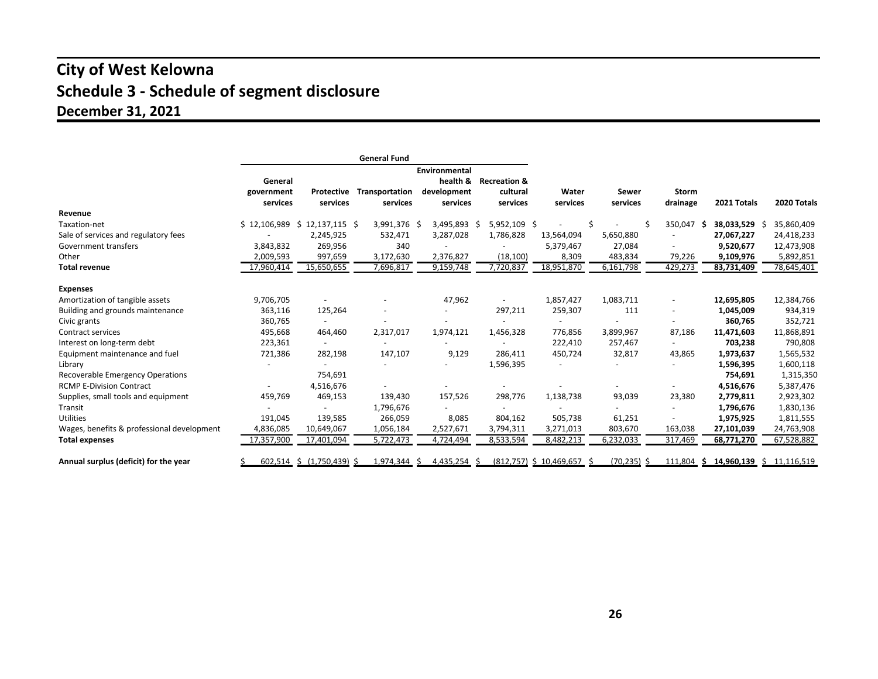# City of West Kelowna
## Schedule 3 - Schedule of segment disclosure
### December 31, 2021

| | General Fund | | | | | | | | | |
|---|---|---|---|---|---|---|---|---|---|---|
| | General government services | Protective services | Transportation services | Environmental health & development services | Recreation & cultural services | Water services | Sewer services | Storm drainage | 2021 Totals | 2020 Totals |
| **Revenue** | | | | | | | | | | |
| Taxation-net | $ 12,106,989 | $ 12,137,115 | $ 3,991,376 | $ 3,495,893 | $ 5,952,109 | $ - | $ - | $ 350,047 | **$ 38,033,529** | $ 35,860,409 |
| Sale of services and regulatory fees | - | 2,245,925 | 532,471 | 3,287,028 | 1,786,828 | 13,564,094 | 5,650,880 | - | **27,067,227** | 24,418,233 |
| Government transfers | 3,843,832 | 269,956 | 340 | - | - | 5,379,467 | 27,084 | - | **9,520,677** | 12,473,908 |
| Other | 2,009,593 | 997,659 | 3,172,630 | 2,376,827 | (18,100) | 8,309 | 483,834 | 79,226 | **9,109,976** | 5,892,851 |
| **Total revenue** | 17,960,414 | 15,650,655 | 7,696,817 | 9,159,748 | 7,720,837 | 18,951,870 | 6,161,798 | 429,273 | **83,731,409** | 78,645,401 |
| **Expenses** | | | | | | | | | | |
| Amortization of tangible assets | 9,706,705 | - | - | 47,962 | - | 1,857,427 | 1,083,711 | - | **12,695,805** | 12,384,766 |
| Building and grounds maintenance | 363,116 | 125,264 | - | - | 297,211 | 259,307 | 111 | - | **1,045,009** | 934,319 |
| Civic grants | 360,765 | - | - | - | - | - | - | - | **360,765** | 352,721 |
| Contract services | 495,668 | 464,460 | 2,317,017 | 1,974,121 | 1,456,328 | 776,856 | 3,899,967 | 87,186 | **11,471,603** | 11,868,891 |
| Interest on long-term debt | 223,361 | - | - | - | - | 222,410 | 257,467 | - | **703,238** | 790,808 |
| Equipment maintenance and fuel | 721,386 | 282,198 | 147,107 | 9,129 | 286,411 | 450,724 | 32,817 | 43,865 | **1,973,637** | 1,565,532 |
| Library | - | - | - | - | 1,596,395 | - | - | - | **1,596,395** | 1,600,118 |
| Recoverable Emergency Operations | | 754,691 | | | | | | | **754,691** | 1,315,350 |
| RCMP E-Division Contract | - | 4,516,676 | - | - | - | - | - | - | **4,516,676** | 5,387,476 |
| Supplies, small tools and equipment | 459,769 | 469,153 | 139,430 | 157,526 | 298,776 | 1,138,738 | 93,039 | 23,380 | **2,779,811** | 2,923,302 |
| Transit | - | - | 1,796,676 | - | - | - | - | - | **1,796,676** | 1,830,136 |
| Utilities | 191,045 | 139,585 | 266,059 | 8,085 | 804,162 | 505,738 | 61,251 | - | **1,975,925** | 1,811,555 |
| Wages, benefits & professional development | 4,836,085 | 10,649,067 | 1,056,184 | 2,527,671 | 3,794,311 | 3,271,013 | 803,670 | 163,038 | **27,101,039** | 24,763,908 |
| **Total expenses** | 17,357,900 | 17,401,094 | 5,722,473 | 4,724,494 | 8,533,594 | 8,482,213 | 6,232,033 | 317,469 | **68,771,270** | 67,528,882 |
| **Annual surplus (deficit) for the year** | $ 602,514 | $ (1,750,439) | $ 1,974,344 | $ 4,435,254 | $ (812,757) | $ 10,469,657 | $ (70,235) | $ 111,804 | **$ 14,960,139** | $ 11,116,519 |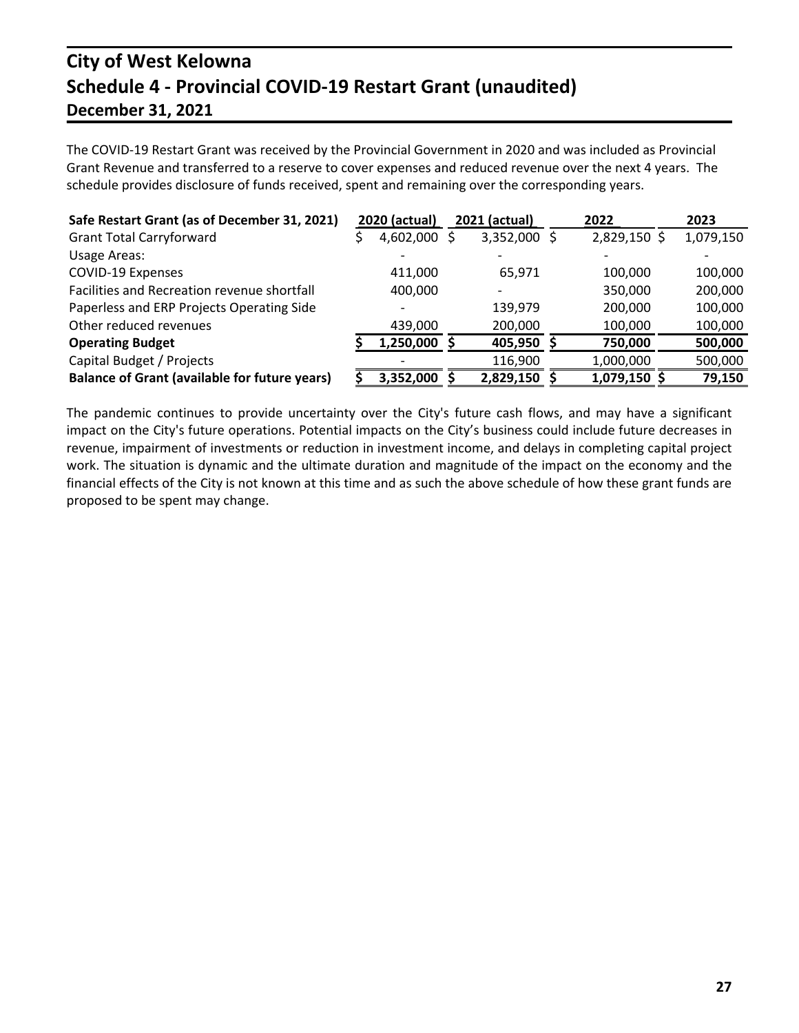# City of West Kelowna

## Schedule 4 - Provincial COVID-19 Restart Grant (unaudited)

### December 31, 2021

The COVID-19 Restart Grant was received by the Provincial Government in 2020 and was included as Provincial Grant Revenue and transferred to a reserve to cover expenses and reduced revenue over the next 4 years. The schedule provides disclosure of funds received, spent and remaining over the corresponding years.

| Safe Restart Grant (as of December 31, 2021) | 2020 (actual) | 2021 (actual) | 2022 | 2023 |
|---|---|---|---|---|
| Grant Total Carryforward | $ 4,602,000 | $ 3,352,000 | $ 2,829,150 | $ 1,079,150 |
| Usage Areas: | - | - | - | - |
| COVID-19 Expenses | 411,000 | 65,971 | 100,000 | 100,000 |
| Facilities and Recreation revenue shortfall | 400,000 | - | 350,000 | 200,000 |
| Paperless and ERP Projects Operating Side | - | 139,979 | 200,000 | 100,000 |
| Other reduced revenues | 439,000 | 200,000 | 100,000 | 100,000 |
| **Operating Budget** | **$ 1,250,000** | **$ 405,950** | **$ 750,000** | **500,000** |
| Capital Budget / Projects | - | 116,900 | 1,000,000 | 500,000 |
| **Balance of Grant (available for future years)** | **$ 3,352,000** | **$ 2,829,150** | **$ 1,079,150** | **$ 79,150** |

The pandemic continues to provide uncertainty over the City's future cash flows, and may have a significant impact on the City's future operations. Potential impacts on the City's business could include future decreases in revenue, impairment of investments or reduction in investment income, and delays in completing capital project work. The situation is dynamic and the ultimate duration and magnitude of the impact on the economy and the financial effects of the City is not known at this time and as such the above schedule of how these grant funds are proposed to be spent may change.